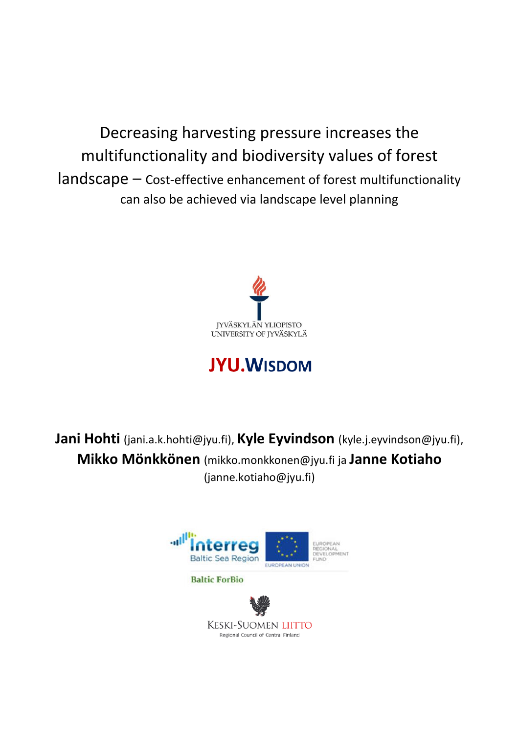# Decreasing harvesting pressure increases the multifunctionality and biodiversity values of forest landscape – Cost-effective enhancement of forest multifunctionality can also be achieved via landscape level planning

JYVÄSKYLÄN YLIOPISTO
UNIVERSITY OF JYVÄSKYLÄ

**JYU.WISDOM**

**Jani Hohti** (jani.a.k.hohti@jyu.fi), **Kyle Eyvindson** (kyle.j.eyvindson@jyu.fi), **Mikko Mönkkönen** (mikko.monkkonen@jyu.fi ja **Janne Kotiaho** (janne.kotiaho@jyu.fi)

Interreg Baltic Sea Region

EUROPEAN UNION

EUROPEAN REGIONAL DEVELOPMENT FUND

Baltic ForBio

KESKI-SUOMEN LIITTO

Regional Council of Central Finland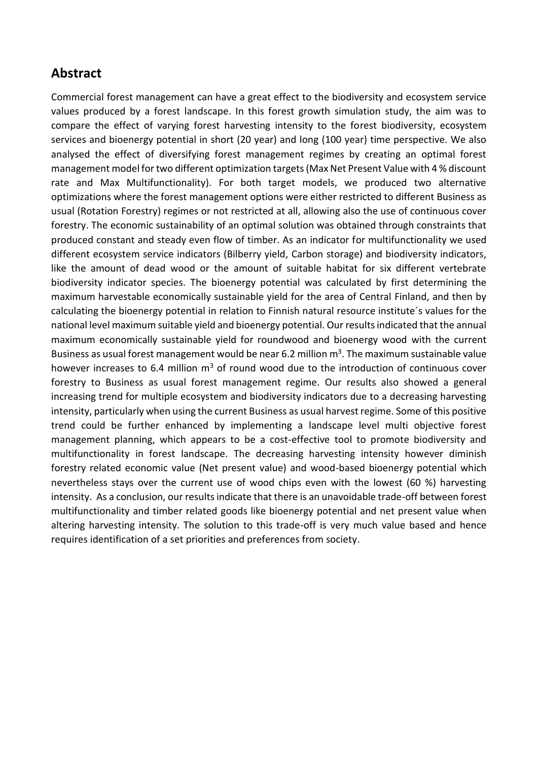## Abstract

Commercial forest management can have a great effect to the biodiversity and ecosystem service values produced by a forest landscape. In this forest growth simulation study, the aim was to compare the effect of varying forest harvesting intensity to the forest biodiversity, ecosystem services and bioenergy potential in short (20 year) and long (100 year) time perspective. We also analysed the effect of diversifying forest management regimes by creating an optimal forest management model for two different optimization targets (Max Net Present Value with 4 % discount rate and Max Multifunctionality). For both target models, we produced two alternative optimizations where the forest management options were either restricted to different Business as usual (Rotation Forestry) regimes or not restricted at all, allowing also the use of continuous cover forestry. The economic sustainability of an optimal solution was obtained through constraints that produced constant and steady even flow of timber. As an indicator for multifunctionality we used different ecosystem service indicators (Bilberry yield, Carbon storage) and biodiversity indicators, like the amount of dead wood or the amount of suitable habitat for six different vertebrate biodiversity indicator species. The bioenergy potential was calculated by first determining the maximum harvestable economically sustainable yield for the area of Central Finland, and then by calculating the bioenergy potential in relation to Finnish natural resource institute´s values for the national level maximum suitable yield and bioenergy potential. Our results indicated that the annual maximum economically sustainable yield for roundwood and bioenergy wood with the current Business as usual forest management would be near 6.2 million m$^3$. The maximum sustainable value however increases to 6.4 million m$^3$ of round wood due to the introduction of continuous cover forestry to Business as usual forest management regime. Our results also showed a general increasing trend for multiple ecosystem and biodiversity indicators due to a decreasing harvesting intensity, particularly when using the current Business as usual harvest regime. Some of this positive trend could be further enhanced by implementing a landscape level multi objective forest management planning, which appears to be a cost-effective tool to promote biodiversity and multifunctionality in forest landscape. The decreasing harvesting intensity however diminish forestry related economic value (Net present value) and wood-based bioenergy potential which nevertheless stays over the current use of wood chips even with the lowest (60 %) harvesting intensity. As a conclusion, our results indicate that there is an unavoidable trade-off between forest multifunctionality and timber related goods like bioenergy potential and net present value when altering harvesting intensity. The solution to this trade-off is very much value based and hence requires identification of a set priorities and preferences from society.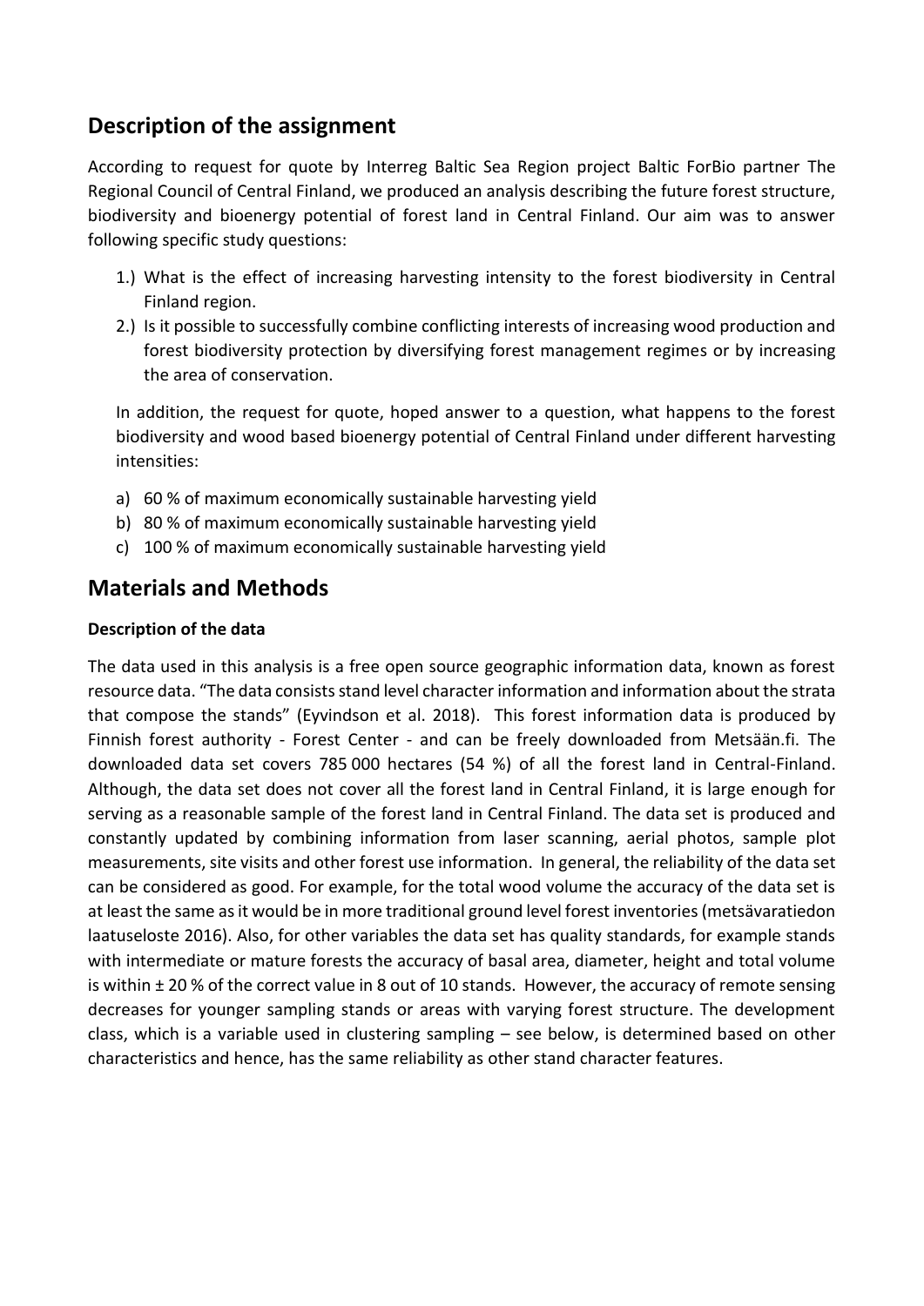## Description of the assignment

According to request for quote by Interreg Baltic Sea Region project Baltic ForBio partner The Regional Council of Central Finland, we produced an analysis describing the future forest structure, biodiversity and bioenergy potential of forest land in Central Finland. Our aim was to answer following specific study questions:

1.) What is the effect of increasing harvesting intensity to the forest biodiversity in Central Finland region.
2.) Is it possible to successfully combine conflicting interests of increasing wood production and forest biodiversity protection by diversifying forest management regimes or by increasing the area of conservation.

In addition, the request for quote, hoped answer to a question, what happens to the forest biodiversity and wood based bioenergy potential of Central Finland under different harvesting intensities:

a) 60 % of maximum economically sustainable harvesting yield
b) 80 % of maximum economically sustainable harvesting yield
c) 100 % of maximum economically sustainable harvesting yield

## Materials and Methods

**Description of the data**

The data used in this analysis is a free open source geographic information data, known as forest resource data. "The data consists stand level character information and information about the strata that compose the stands" (Eyvindson et al. 2018). This forest information data is produced by Finnish forest authority - Forest Center - and can be freely downloaded from Metsään.fi. The downloaded data set covers 785 000 hectares (54 %) of all the forest land in Central-Finland. Although, the data set does not cover all the forest land in Central Finland, it is large enough for serving as a reasonable sample of the forest land in Central Finland. The data set is produced and constantly updated by combining information from laser scanning, aerial photos, sample plot measurements, site visits and other forest use information. In general, the reliability of the data set can be considered as good. For example, for the total wood volume the accuracy of the data set is at least the same as it would be in more traditional ground level forest inventories (metsävaratiedon laatuseloste 2016). Also, for other variables the data set has quality standards, for example stands with intermediate or mature forests the accuracy of basal area, diameter, height and total volume is within ± 20 % of the correct value in 8 out of 10 stands. However, the accuracy of remote sensing decreases for younger sampling stands or areas with varying forest structure. The development class, which is a variable used in clustering sampling – see below, is determined based on other characteristics and hence, has the same reliability as other stand character features.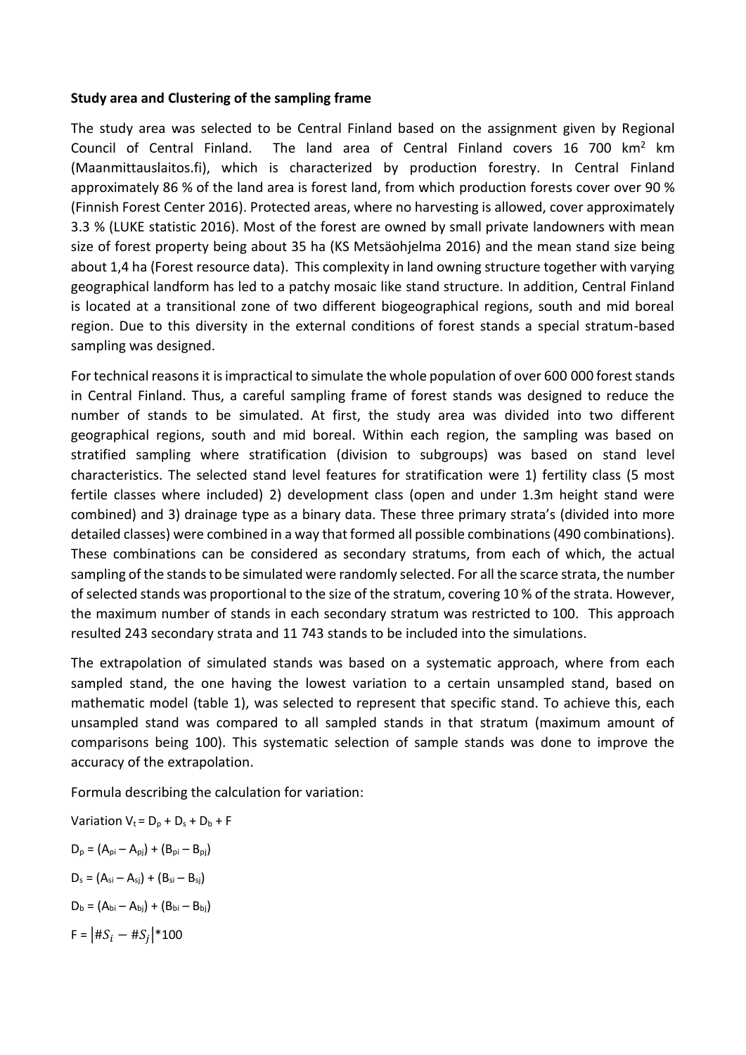**Study area and Clustering of the sampling frame**

The study area was selected to be Central Finland based on the assignment given by Regional Council of Central Finland. The land area of Central Finland covers 16 700 $km^2$ km (Maanmittauslaitos.fi), which is characterized by production forestry. In Central Finland approximately 86 % of the land area is forest land, from which production forests cover over 90 % (Finnish Forest Center 2016). Protected areas, where no harvesting is allowed, cover approximately 3.3 % (LUKE statistic 2016). Most of the forest are owned by small private landowners with mean size of forest property being about 35 ha (KS Metsäohjelma 2016) and the mean stand size being about 1,4 ha (Forest resource data). This complexity in land owning structure together with varying geographical landform has led to a patchy mosaic like stand structure. In addition, Central Finland is located at a transitional zone of two different biogeographical regions, south and mid boreal region. Due to this diversity in the external conditions of forest stands a special stratum-based sampling was designed.

For technical reasons it is impractical to simulate the whole population of over 600 000 forest stands in Central Finland. Thus, a careful sampling frame of forest stands was designed to reduce the number of stands to be simulated. At first, the study area was divided into two different geographical regions, south and mid boreal. Within each region, the sampling was based on stratified sampling where stratification (division to subgroups) was based on stand level characteristics. The selected stand level features for stratification were 1) fertility class (5 most fertile classes where included) 2) development class (open and under 1.3m height stand were combined) and 3) drainage type as a binary data. These three primary strata's (divided into more detailed classes) were combined in a way that formed all possible combinations (490 combinations). These combinations can be considered as secondary stratums, from each of which, the actual sampling of the stands to be simulated were randomly selected. For all the scarce strata, the number of selected stands was proportional to the size of the stratum, covering 10 % of the strata. However, the maximum number of stands in each secondary stratum was restricted to 100. This approach resulted 243 secondary strata and 11 743 stands to be included into the simulations.

The extrapolation of simulated stands was based on a systematic approach, where from each sampled stand, the one having the lowest variation to a certain unsampled stand, based on mathematic model (table 1), was selected to represent that specific stand. To achieve this, each unsampled stand was compared to all sampled stands in that stratum (maximum amount of comparisons being 100). This systematic selection of sample stands was done to improve the accuracy of the extrapolation.

Formula describing the calculation for variation:

Variation $V_t = D_p + D_s + D_b + F$

$D_p = (A_{pi} - A_{pj}) + (B_{pi} - B_{pj})$

$D_s = (A_{si} - A_{sj}) + (B_{si} - B_{sj})$

$D_b = (A_{bi} - A_{bj}) + (B_{bi} - B_{bj})$

$F = \left|\#S_i - \#S_j\right| * 100$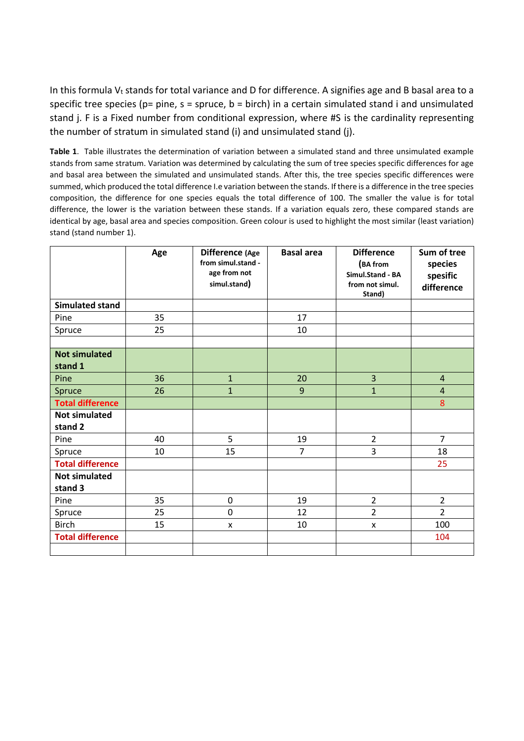In this formula $V_t$ stands for total variance and D for difference. A signifies age and B basal area to a specific tree species (p= pine, s = spruce, b = birch) in a certain simulated stand i and unsimulated stand j. F is a Fixed number from conditional expression, where #S is the cardinality representing the number of stratum in simulated stand (i) and unsimulated stand (j).

**Table 1**. Table illustrates the determination of variation between a simulated stand and three unsimulated example stands from same stratum. Variation was determined by calculating the sum of tree species specific differences for age and basal area between the simulated and unsimulated stands. After this, the tree species specific differences were summed, which produced the total difference I.e variation between the stands. If there is a difference in the tree species composition, the difference for one species equals the total difference of 100. The smaller the value is for total difference, the lower is the variation between these stands. If a variation equals zero, these compared stands are identical by age, basal area and species composition. Green colour is used to highlight the most similar (least variation) stand (stand number 1).

| | Age | Difference (Age from simul.stand - age from not simul.stand) | Basal area | Difference (BA from Simul.Stand - BA from not simul. Stand) | Sum of tree species spesific difference |
|---|---|---|---|---|---|
| **Simulated stand** | | | | | |
| Pine | 35 | | 17 | | |
| Spruce | 25 | | 10 | | |
| | | | | | |
| **Not simulated stand 1** | | | | | |
| Pine | 36 | 1 | 20 | 3 | 4 |
| Spruce | 26 | 1 | 9 | 1 | 4 |
| **Total difference** | | | | | 8 |
| **Not simulated stand 2** | | | | | |
| Pine | 40 | 5 | 19 | 2 | 7 |
| Spruce | 10 | 15 | 7 | 3 | 18 |
| **Total difference** | | | | | 25 |
| **Not simulated stand 3** | | | | | |
| Pine | 35 | 0 | 19 | 2 | 2 |
| Spruce | 25 | 0 | 12 | 2 | 2 |
| Birch | 15 | x | 10 | x | 100 |
| **Total difference** | | | | | 104 |
| | | | | | |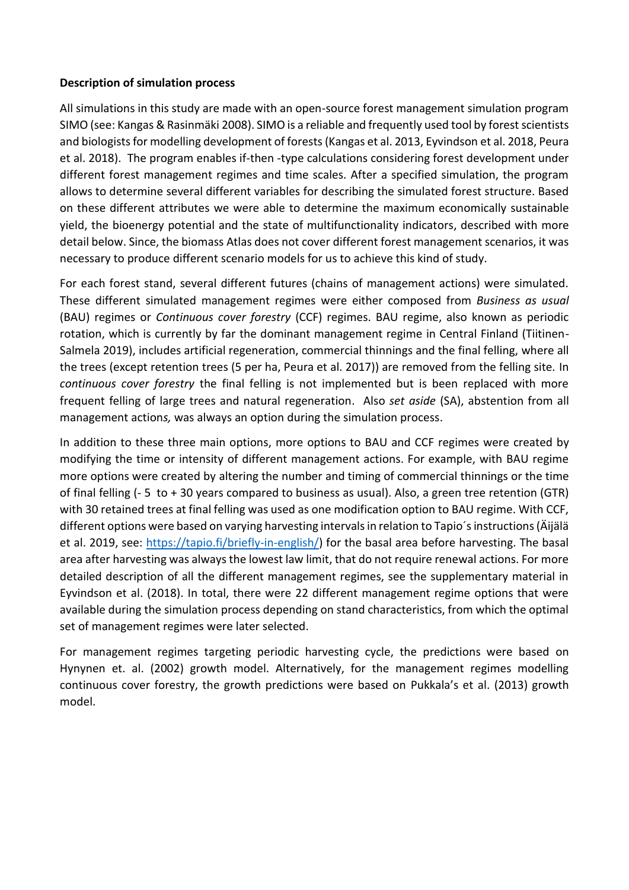**Description of simulation process**

All simulations in this study are made with an open-source forest management simulation program SIMO (see: Kangas & Rasinmäki 2008). SIMO is a reliable and frequently used tool by forest scientists and biologists for modelling development of forests (Kangas et al. 2013, Eyvindson et al. 2018, Peura et al. 2018). The program enables if-then -type calculations considering forest development under different forest management regimes and time scales. After a specified simulation, the program allows to determine several different variables for describing the simulated forest structure. Based on these different attributes we were able to determine the maximum economically sustainable yield, the bioenergy potential and the state of multifunctionality indicators, described with more detail below. Since, the biomass Atlas does not cover different forest management scenarios, it was necessary to produce different scenario models for us to achieve this kind of study.

For each forest stand, several different futures (chains of management actions) were simulated. These different simulated management regimes were either composed from *Business as usual* (BAU) regimes or *Continuous cover forestry* (CCF) regimes. BAU regime, also known as periodic rotation, which is currently by far the dominant management regime in Central Finland (Tiitinen-Salmela 2019), includes artificial regeneration, commercial thinnings and the final felling, where all the trees (except retention trees (5 per ha, Peura et al. 2017)) are removed from the felling site. In *continuous cover forestry* the final felling is not implemented but is been replaced with more frequent felling of large trees and natural regeneration. Also *set aside* (SA), abstention from all management actions*,* was always an option during the simulation process.

In addition to these three main options, more options to BAU and CCF regimes were created by modifying the time or intensity of different management actions. For example, with BAU regime more options were created by altering the number and timing of commercial thinnings or the time of final felling (- 5 to + 30 years compared to business as usual). Also, a green tree retention (GTR) with 30 retained trees at final felling was used as one modification option to BAU regime. With CCF, different options were based on varying harvesting intervals in relation to Tapio´s instructions (Äijälä et al. 2019, see: [https://tapio.fi/briefly-in-english/](https://tapio.fi/briefly-in-english/)) for the basal area before harvesting. The basal area after harvesting was always the lowest law limit, that do not require renewal actions. For more detailed description of all the different management regimes, see the supplementary material in Eyvindson et al. (2018). In total, there were 22 different management regime options that were available during the simulation process depending on stand characteristics, from which the optimal set of management regimes were later selected.

For management regimes targeting periodic harvesting cycle, the predictions were based on Hynynen et. al. (2002) growth model. Alternatively, for the management regimes modelling continuous cover forestry, the growth predictions were based on Pukkala's et al. (2013) growth model.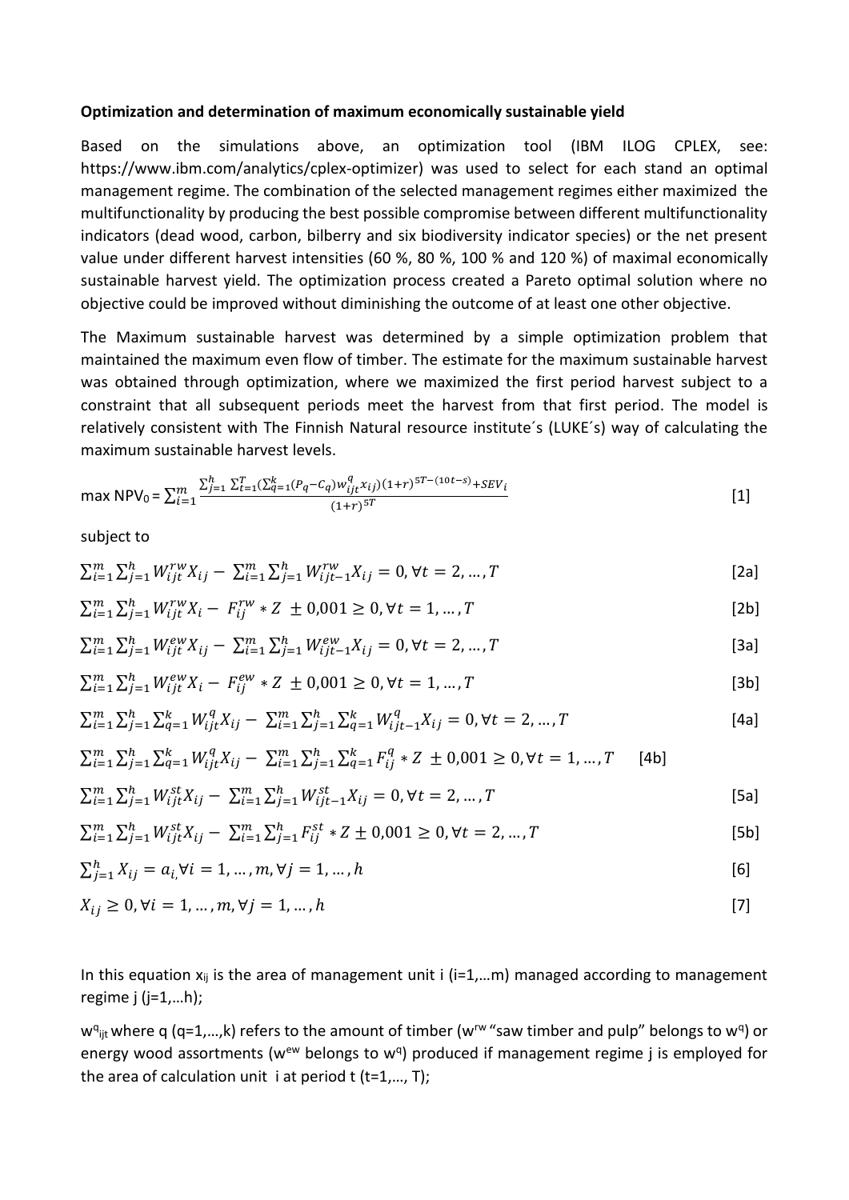**Optimization and determination of maximum economically sustainable yield**

Based on the simulations above, an optimization tool (IBM ILOG CPLEX, see: https://www.ibm.com/analytics/cplex-optimizer) was used to select for each stand an optimal management regime. The combination of the selected management regimes either maximized the multifunctionality by producing the best possible compromise between different multifunctionality indicators (dead wood, carbon, bilberry and six biodiversity indicator species) or the net present value under different harvest intensities (60 %, 80 %, 100 % and 120 %) of maximal economically sustainable harvest yield. The optimization process created a Pareto optimal solution where no objective could be improved without diminishing the outcome of at least one other objective.

The Maximum sustainable harvest was determined by a simple optimization problem that maintained the maximum even flow of timber. The estimate for the maximum sustainable harvest was obtained through optimization, where we maximized the first period harvest subject to a constraint that all subsequent periods meet the harvest from that first period. The model is relatively consistent with The Finnish Natural resource institute´s (LUKE´s) way of calculating the maximum sustainable harvest levels.

$$\max \text{NPV}_0 = \sum_{i=1}^{m} \frac{\sum_{j=1}^{h} \sum_{t=1}^{T} (\sum_{q=1}^{k} (P_q - C_q) w_{ijt}^{q} x_{ij}) (1+r)^{5T-(10t-s)} + SEV_i}{(1+r)^{5T}} \quad [1]$$

subject to

$$\sum_{i=1}^{m} \sum_{j=1}^{h} W_{ijt}^{rw} X_{ij} - \sum_{i=1}^{m} \sum_{j=1}^{h} W_{ijt-1}^{rw} X_{ij} = 0, \forall t = 2, \ldots, T \quad [2a]$$

$$\sum_{i=1}^{m} \sum_{j=1}^{h} W_{ijt}^{rw} X_i - F_{ij}^{rw} * Z \pm 0{,}001 \geq 0, \forall t = 1, \ldots, T \quad [2b]$$

$$\sum_{i=1}^{m} \sum_{j=1}^{h} W_{ijt}^{ew} X_{ij} - \sum_{i=1}^{m} \sum_{j=1}^{h} W_{ijt-1}^{ew} X_{ij} = 0, \forall t = 2, \ldots, T \quad [3a]$$

$$\sum_{i=1}^{m} \sum_{j=1}^{h} W_{ijt}^{ew} X_i - F_{ij}^{ew} * Z \pm 0{,}001 \geq 0, \forall t = 1, \ldots, T \quad [3b]$$

$$\sum_{i=1}^{m} \sum_{j=1}^{h} \sum_{q=1}^{k} W_{ijt}^{q} X_{ij} - \sum_{i=1}^{m} \sum_{j=1}^{h} \sum_{q=1}^{k} W_{ijt-1}^{q} X_{ij} = 0, \forall t = 2, \ldots, T \quad [4a]$$

$$\sum_{i=1}^{m} \sum_{j=1}^{h} \sum_{q=1}^{k} W_{ijt}^{q} X_{ij} - \sum_{i=1}^{m} \sum_{j=1}^{h} \sum_{q=1}^{k} F_{ij}^{q} * Z \pm 0{,}001 \geq 0, \forall t = 1, \ldots, T \quad [4b]$$

$$\sum_{i=1}^{m} \sum_{j=1}^{h} W_{ijt}^{st} X_{ij} - \sum_{i=1}^{m} \sum_{j=1}^{h} W_{ijt-1}^{st} X_{ij} = 0, \forall t = 2, \ldots, T \quad [5a]$$

$$\sum_{i=1}^{m} \sum_{j=1}^{h} W_{ijt}^{st} X_{ij} - \sum_{i=1}^{m} \sum_{j=1}^{h} F_{ij}^{st} * Z \pm 0{,}001 \geq 0, \forall t = 2, \ldots, T \quad [5b]$$

$$\sum_{j=1}^{h} X_{ij} = a_i, \forall i = 1, \ldots, m, \forall j = 1, \ldots, h \quad [6]$$

$$X_{ij} \geq 0, \forall i = 1, \ldots, m, \forall j = 1, \ldots, h \quad [7]$$

In this equation $x_{ij}$ is the area of management unit i (i=1,…m) managed according to management regime j (j=1,…h);

$w^q_{ijt}$ where q (q=1,…,k) refers to the amount of timber ($w^{rw}$ "saw timber and pulp" belongs to $w^q$) or energy wood assortments ($w^{ew}$ belongs to $w^q$) produced if management regime j is employed for the area of calculation unit i at period t (t=1,…, T);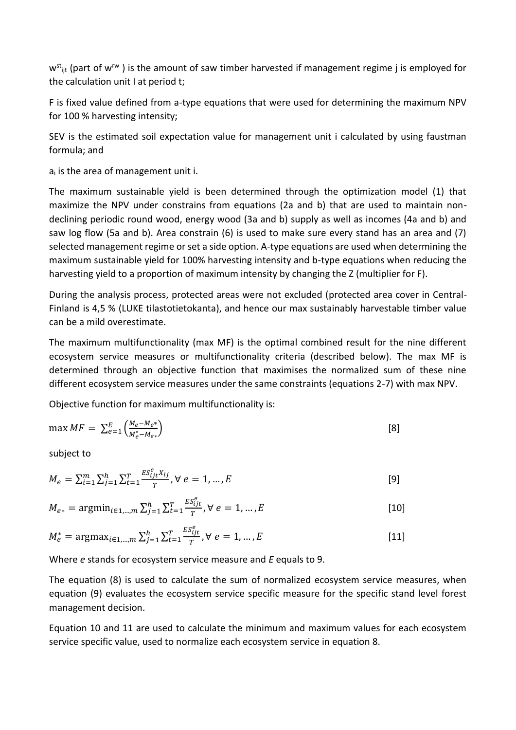$w^{st}_{ijt}$ (part of $w^{rw}$ ) is the amount of saw timber harvested if management regime j is employed for the calculation unit I at period t;

F is fixed value defined from a-type equations that were used for determining the maximum NPV for 100 % harvesting intensity;

SEV is the estimated soil expectation value for management unit i calculated by using faustman formula; and

$a_i$ is the area of management unit i.

The maximum sustainable yield is been determined through the optimization model (1) that maximize the NPV under constrains from equations (2a and b) that are used to maintain non-declining periodic round wood, energy wood (3a and b) supply as well as incomes (4a and b) and saw log flow (5a and b). Area constrain (6) is used to make sure every stand has an area and (7) selected management regime or set a side option. A-type equations are used when determining the maximum sustainable yield for 100% harvesting intensity and b-type equations when reducing the harvesting yield to a proportion of maximum intensity by changing the Z (multiplier for F).

During the analysis process, protected areas were not excluded (protected area cover in Central-Finland is 4,5 % (LUKE tilastotietokanta), and hence our max sustainably harvestable timber value can be a mild overestimate.

The maximum multifunctionality (max MF) is the optimal combined result for the nine different ecosystem service measures or multifunctionality criteria (described below). The max MF is determined through an objective function that maximises the normalized sum of these nine different ecosystem service measures under the same constraints (equations 2-7) with max NPV.

Objective function for maximum multifunctionality is:

$$\max MF = \sum_{e=1}^{E}\left(\frac{M_e - M_{e*}}{M_e^{*} - M_{e*}}\right) \quad [8]$$

subject to

$$M_e = \sum_{i=1}^{m}\sum_{j=1}^{h}\sum_{t=1}^{T}\frac{ES_{ijt}^{e}X_{ij}}{T}, \forall\, e = 1, \ldots, E \quad [9]$$

$$M_{e*} = \operatorname{argmin}_{i\in 1,\ldots,m}\sum_{j=1}^{h}\sum_{t=1}^{T}\frac{ES_{ijt}^{e}}{T}, \forall\, e = 1, \ldots, E \quad [10]$$

$$M_{e}^{*} = \operatorname{argmax}_{i\in 1,\ldots,m}\sum_{j=1}^{h}\sum_{t=1}^{T}\frac{ES_{ijt}^{e}}{T}, \forall\, e = 1, \ldots, E \quad [11]$$

Where *e* stands for ecosystem service measure and *E* equals to 9.

The equation (8) is used to calculate the sum of normalized ecosystem service measures, when equation (9) evaluates the ecosystem service specific measure for the specific stand level forest management decision.

Equation 10 and 11 are used to calculate the minimum and maximum values for each ecosystem service specific value, used to normalize each ecosystem service in equation 8.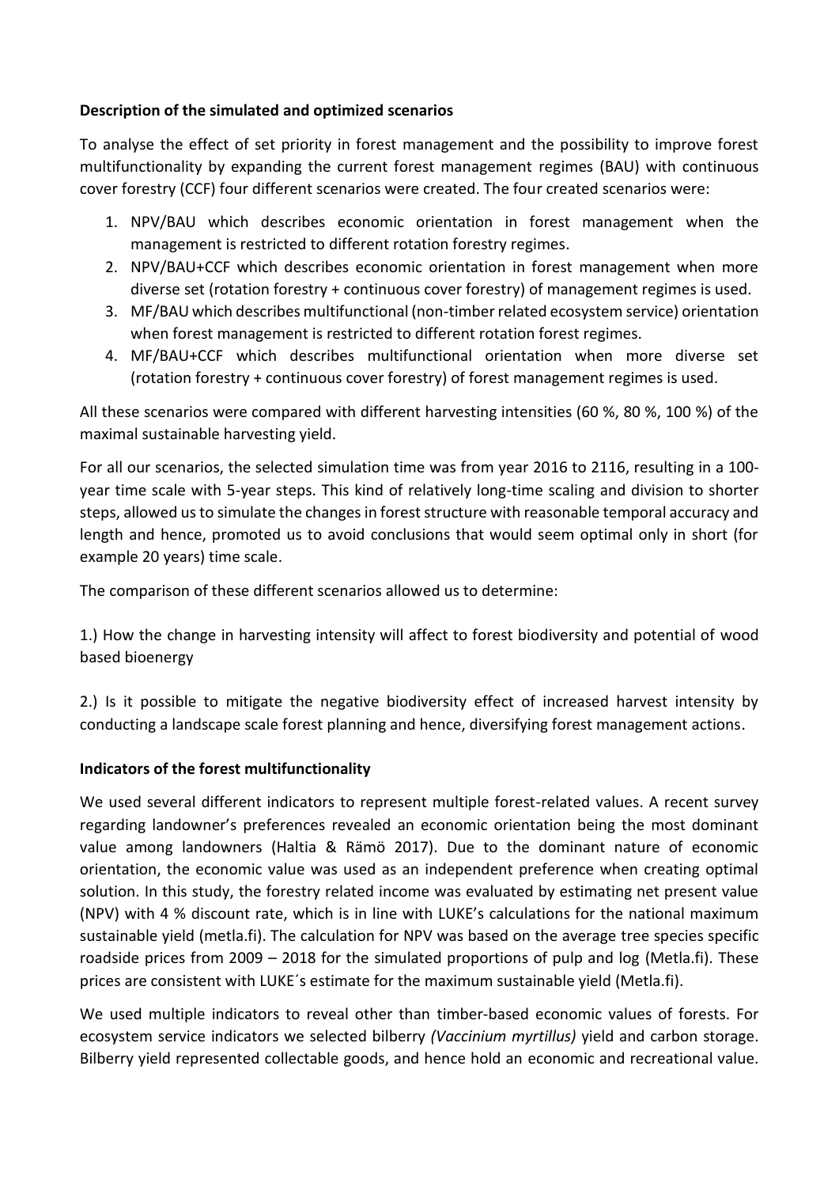**Description of the simulated and optimized scenarios**

To analyse the effect of set priority in forest management and the possibility to improve forest multifunctionality by expanding the current forest management regimes (BAU) with continuous cover forestry (CCF) four different scenarios were created. The four created scenarios were:

1. NPV/BAU which describes economic orientation in forest management when the management is restricted to different rotation forestry regimes.
2. NPV/BAU+CCF which describes economic orientation in forest management when more diverse set (rotation forestry + continuous cover forestry) of management regimes is used.
3. MF/BAU which describes multifunctional (non-timber related ecosystem service) orientation when forest management is restricted to different rotation forest regimes.
4. MF/BAU+CCF which describes multifunctional orientation when more diverse set (rotation forestry + continuous cover forestry) of forest management regimes is used.

All these scenarios were compared with different harvesting intensities (60 %, 80 %, 100 %) of the maximal sustainable harvesting yield.

For all our scenarios, the selected simulation time was from year 2016 to 2116, resulting in a 100-year time scale with 5-year steps. This kind of relatively long-time scaling and division to shorter steps, allowed us to simulate the changes in forest structure with reasonable temporal accuracy and length and hence, promoted us to avoid conclusions that would seem optimal only in short (for example 20 years) time scale.

The comparison of these different scenarios allowed us to determine:

1.) How the change in harvesting intensity will affect to forest biodiversity and potential of wood based bioenergy

2.) Is it possible to mitigate the negative biodiversity effect of increased harvest intensity by conducting a landscape scale forest planning and hence, diversifying forest management actions.

**Indicators of the forest multifunctionality**

We used several different indicators to represent multiple forest-related values. A recent survey regarding landowner's preferences revealed an economic orientation being the most dominant value among landowners (Haltia & Rämö 2017). Due to the dominant nature of economic orientation, the economic value was used as an independent preference when creating optimal solution. In this study, the forestry related income was evaluated by estimating net present value (NPV) with 4 % discount rate, which is in line with LUKE's calculations for the national maximum sustainable yield (metla.fi). The calculation for NPV was based on the average tree species specific roadside prices from 2009 – 2018 for the simulated proportions of pulp and log (Metla.fi). These prices are consistent with LUKE´s estimate for the maximum sustainable yield (Metla.fi).

We used multiple indicators to reveal other than timber-based economic values of forests. For ecosystem service indicators we selected bilberry *(Vaccinium myrtillus)* yield and carbon storage. Bilberry yield represented collectable goods, and hence hold an economic and recreational value.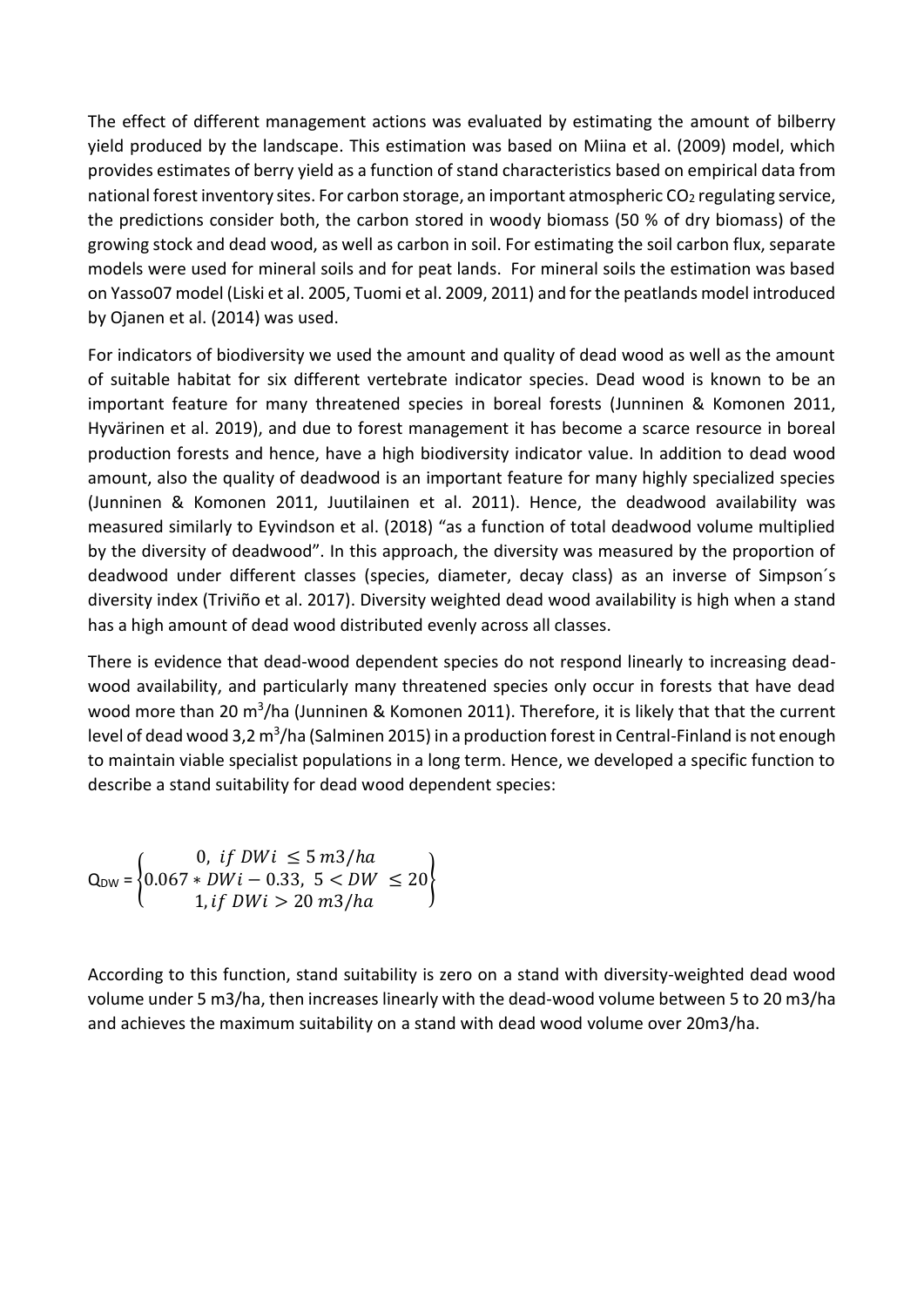The effect of different management actions was evaluated by estimating the amount of bilberry yield produced by the landscape. This estimation was based on Miina et al. (2009) model, which provides estimates of berry yield as a function of stand characteristics based on empirical data from national forest inventory sites. For carbon storage, an important atmospheric $CO_2$ regulating service, the predictions consider both, the carbon stored in woody biomass (50 % of dry biomass) of the growing stock and dead wood, as well as carbon in soil. For estimating the soil carbon flux, separate models were used for mineral soils and for peat lands. For mineral soils the estimation was based on Yasso07 model (Liski et al. 2005, Tuomi et al. 2009, 2011) and for the peatlands model introduced by Ojanen et al. (2014) was used.

For indicators of biodiversity we used the amount and quality of dead wood as well as the amount of suitable habitat for six different vertebrate indicator species. Dead wood is known to be an important feature for many threatened species in boreal forests (Junninen & Komonen 2011, Hyvärinen et al. 2019), and due to forest management it has become a scarce resource in boreal production forests and hence, have a high biodiversity indicator value. In addition to dead wood amount, also the quality of deadwood is an important feature for many highly specialized species (Junninen & Komonen 2011, Juutilainen et al. 2011). Hence, the deadwood availability was measured similarly to Eyvindson et al. (2018) "as a function of total deadwood volume multiplied by the diversity of deadwood". In this approach, the diversity was measured by the proportion of deadwood under different classes (species, diameter, decay class) as an inverse of Simpson´s diversity index (Triviño et al. 2017). Diversity weighted dead wood availability is high when a stand has a high amount of dead wood distributed evenly across all classes.

There is evidence that dead-wood dependent species do not respond linearly to increasing dead-wood availability, and particularly many threatened species only occur in forests that have dead wood more than 20 $m^3$/ha (Junninen & Komonen 2011). Therefore, it is likely that that the current level of dead wood 3,2 $m^3$/ha (Salminen 2015) in a production forest in Central-Finland is not enough to maintain viable specialist populations in a long term. Hence, we developed a specific function to describe a stand suitability for dead wood dependent species:

$$Q_{DW} = \begin{Bmatrix} 0, \; if \; DWi \leq 5 \; m3/ha \\ 0.067 * DWi - 0.33, \; 5 < DW \leq 20 \\ 1, if \; DWi > 20 \; m3/ha \end{Bmatrix}$$

According to this function, stand suitability is zero on a stand with diversity-weighted dead wood volume under 5 m3/ha, then increases linearly with the dead-wood volume between 5 to 20 m3/ha and achieves the maximum suitability on a stand with dead wood volume over 20m3/ha.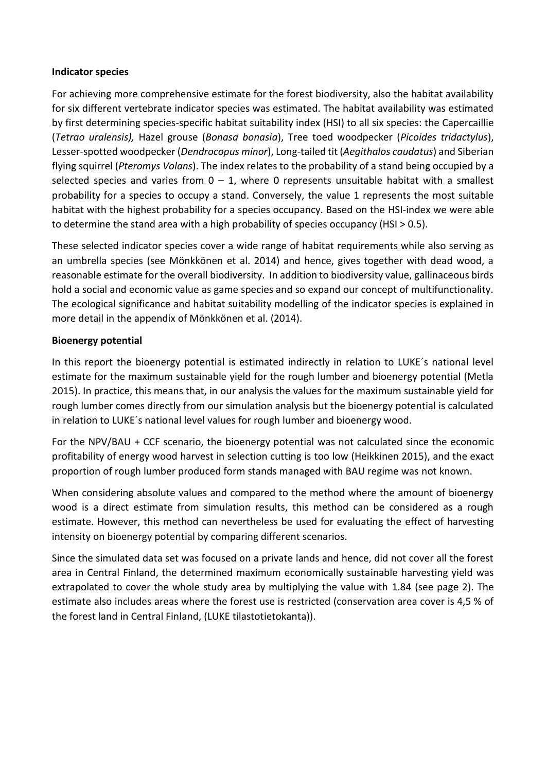**Indicator species**

For achieving more comprehensive estimate for the forest biodiversity, also the habitat availability for six different vertebrate indicator species was estimated. The habitat availability was estimated by first determining species-specific habitat suitability index (HSI) to all six species: the Capercaillie (*Tetrao uralensis),* Hazel grouse (*Bonasa bonasia*), Tree toed woodpecker (*Picoides tridactylus*), Lesser-spotted woodpecker (*Dendrocopus minor*), Long-tailed tit (*Aegithalos caudatus*) and Siberian flying squirrel (*Pteromys Volans*). The index relates to the probability of a stand being occupied by a selected species and varies from 0 – 1, where 0 represents unsuitable habitat with a smallest probability for a species to occupy a stand. Conversely, the value 1 represents the most suitable habitat with the highest probability for a species occupancy. Based on the HSI-index we were able to determine the stand area with a high probability of species occupancy (HSI > 0.5).

These selected indicator species cover a wide range of habitat requirements while also serving as an umbrella species (see Mönkkönen et al. 2014) and hence, gives together with dead wood, a reasonable estimate for the overall biodiversity. In addition to biodiversity value, gallinaceous birds hold a social and economic value as game species and so expand our concept of multifunctionality. The ecological significance and habitat suitability modelling of the indicator species is explained in more detail in the appendix of Mönkkönen et al. (2014).

**Bioenergy potential**

In this report the bioenergy potential is estimated indirectly in relation to LUKE´s national level estimate for the maximum sustainable yield for the rough lumber and bioenergy potential (Metla 2015). In practice, this means that, in our analysis the values for the maximum sustainable yield for rough lumber comes directly from our simulation analysis but the bioenergy potential is calculated in relation to LUKE´s national level values for rough lumber and bioenergy wood.

For the NPV/BAU + CCF scenario, the bioenergy potential was not calculated since the economic profitability of energy wood harvest in selection cutting is too low (Heikkinen 2015), and the exact proportion of rough lumber produced form stands managed with BAU regime was not known.

When considering absolute values and compared to the method where the amount of bioenergy wood is a direct estimate from simulation results, this method can be considered as a rough estimate. However, this method can nevertheless be used for evaluating the effect of harvesting intensity on bioenergy potential by comparing different scenarios.

Since the simulated data set was focused on a private lands and hence, did not cover all the forest area in Central Finland, the determined maximum economically sustainable harvesting yield was extrapolated to cover the whole study area by multiplying the value with 1.84 (see page 2). The estimate also includes areas where the forest use is restricted (conservation area cover is 4,5 % of the forest land in Central Finland, (LUKE tilastotietokanta)).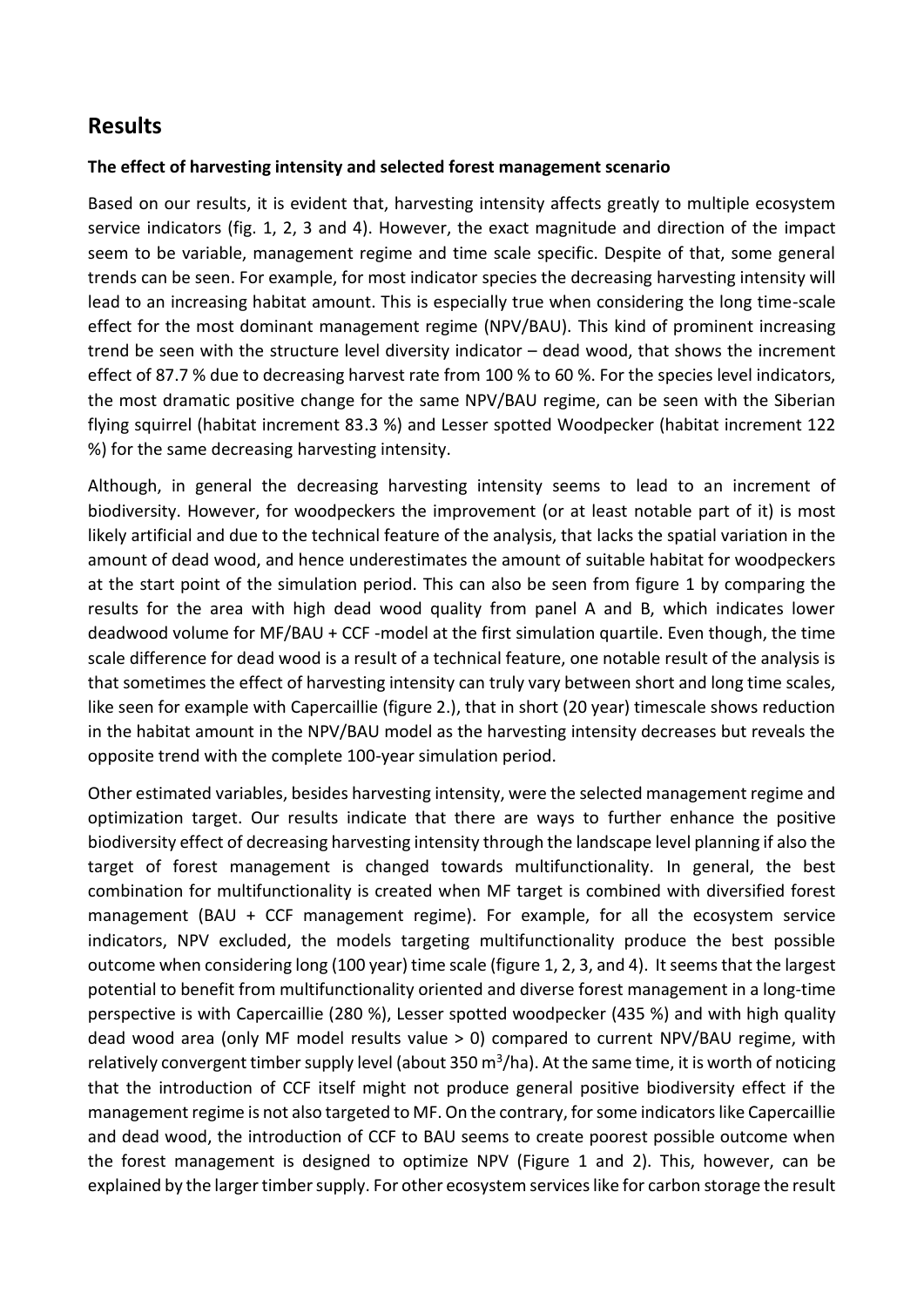# Results

**The effect of harvesting intensity and selected forest management scenario**

Based on our results, it is evident that, harvesting intensity affects greatly to multiple ecosystem service indicators (fig. 1, 2, 3 and 4). However, the exact magnitude and direction of the impact seem to be variable, management regime and time scale specific. Despite of that, some general trends can be seen. For example, for most indicator species the decreasing harvesting intensity will lead to an increasing habitat amount. This is especially true when considering the long time-scale effect for the most dominant management regime (NPV/BAU). This kind of prominent increasing trend be seen with the structure level diversity indicator – dead wood, that shows the increment effect of 87.7 % due to decreasing harvest rate from 100 % to 60 %. For the species level indicators, the most dramatic positive change for the same NPV/BAU regime, can be seen with the Siberian flying squirrel (habitat increment 83.3 %) and Lesser spotted Woodpecker (habitat increment 122 %) for the same decreasing harvesting intensity.

Although, in general the decreasing harvesting intensity seems to lead to an increment of biodiversity. However, for woodpeckers the improvement (or at least notable part of it) is most likely artificial and due to the technical feature of the analysis, that lacks the spatial variation in the amount of dead wood, and hence underestimates the amount of suitable habitat for woodpeckers at the start point of the simulation period. This can also be seen from figure 1 by comparing the results for the area with high dead wood quality from panel A and B, which indicates lower deadwood volume for MF/BAU + CCF -model at the first simulation quartile. Even though, the time scale difference for dead wood is a result of a technical feature, one notable result of the analysis is that sometimes the effect of harvesting intensity can truly vary between short and long time scales, like seen for example with Capercaillie (figure 2.), that in short (20 year) timescale shows reduction in the habitat amount in the NPV/BAU model as the harvesting intensity decreases but reveals the opposite trend with the complete 100-year simulation period.

Other estimated variables, besides harvesting intensity, were the selected management regime and optimization target. Our results indicate that there are ways to further enhance the positive biodiversity effect of decreasing harvesting intensity through the landscape level planning if also the target of forest management is changed towards multifunctionality. In general, the best combination for multifunctionality is created when MF target is combined with diversified forest management (BAU + CCF management regime). For example, for all the ecosystem service indicators, NPV excluded, the models targeting multifunctionality produce the best possible outcome when considering long (100 year) time scale (figure 1, 2, 3, and 4). It seems that the largest potential to benefit from multifunctionality oriented and diverse forest management in a long-time perspective is with Capercaillie (280 %), Lesser spotted woodpecker (435 %) and with high quality dead wood area (only MF model results value > 0) compared to current NPV/BAU regime, with relatively convergent timber supply level (about 350 $m^3$/ha). At the same time, it is worth of noticing that the introduction of CCF itself might not produce general positive biodiversity effect if the management regime is not also targeted to MF. On the contrary, for some indicators like Capercaillie and dead wood, the introduction of CCF to BAU seems to create poorest possible outcome when the forest management is designed to optimize NPV (Figure 1 and 2). This, however, can be explained by the larger timber supply. For other ecosystem services like for carbon storage the result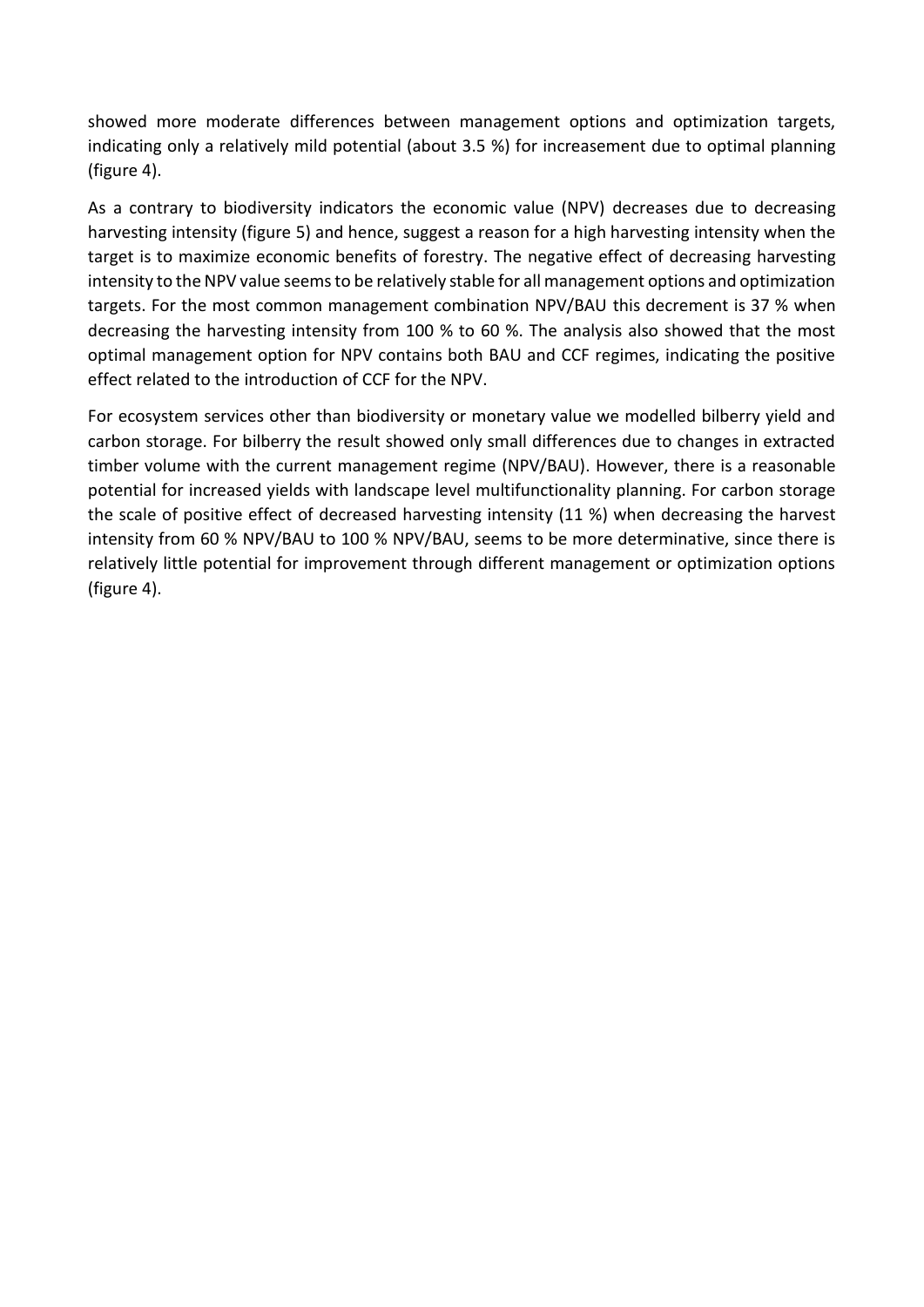showed more moderate differences between management options and optimization targets, indicating only a relatively mild potential (about 3.5 %) for increasement due to optimal planning (figure 4).

As a contrary to biodiversity indicators the economic value (NPV) decreases due to decreasing harvesting intensity (figure 5) and hence, suggest a reason for a high harvesting intensity when the target is to maximize economic benefits of forestry. The negative effect of decreasing harvesting intensity to the NPV value seems to be relatively stable for all management options and optimization targets. For the most common management combination NPV/BAU this decrement is 37 % when decreasing the harvesting intensity from 100 % to 60 %. The analysis also showed that the most optimal management option for NPV contains both BAU and CCF regimes, indicating the positive effect related to the introduction of CCF for the NPV.

For ecosystem services other than biodiversity or monetary value we modelled bilberry yield and carbon storage. For bilberry the result showed only small differences due to changes in extracted timber volume with the current management regime (NPV/BAU). However, there is a reasonable potential for increased yields with landscape level multifunctionality planning. For carbon storage the scale of positive effect of decreased harvesting intensity (11 %) when decreasing the harvest intensity from 60 % NPV/BAU to 100 % NPV/BAU, seems to be more determinative, since there is relatively little potential for improvement through different management or optimization options (figure 4).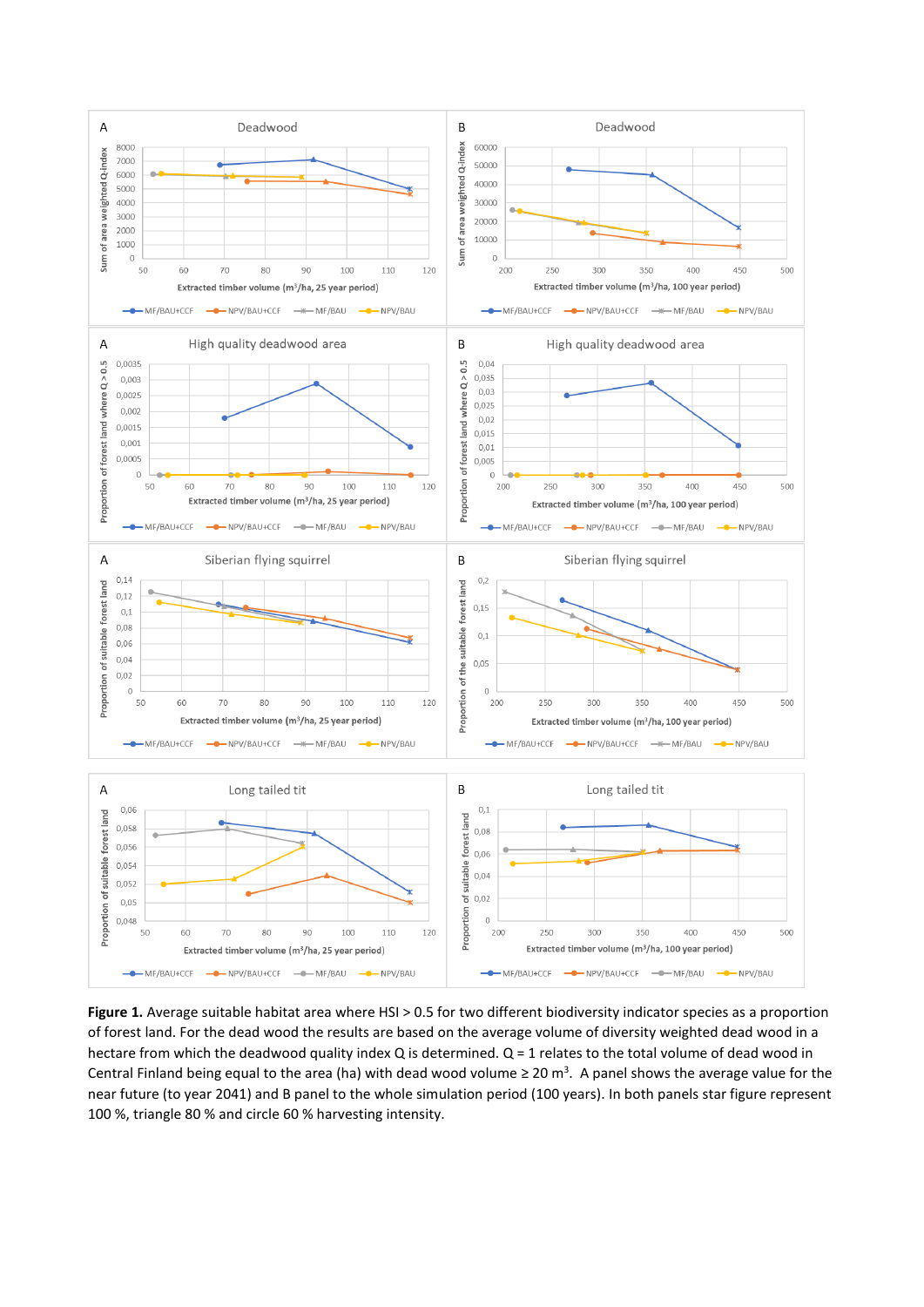**Figure 1.** Average suitable habitat area where HSI > 0.5 for two different biodiversity indicator species as a proportion of forest land. For the dead wood the results are based on the average volume of diversity weighted dead wood in a hectare from which the deadwood quality index Q is determined. Q = 1 relates to the total volume of dead wood in Central Finland being equal to the area (ha) with dead wood volume ≥ 20 m$^3$. A panel shows the average value for the near future (to year 2041) and B panel to the whole simulation period (100 years). In both panels star figure represent 100 %, triangle 80 % and circle 60 % harvesting intensity.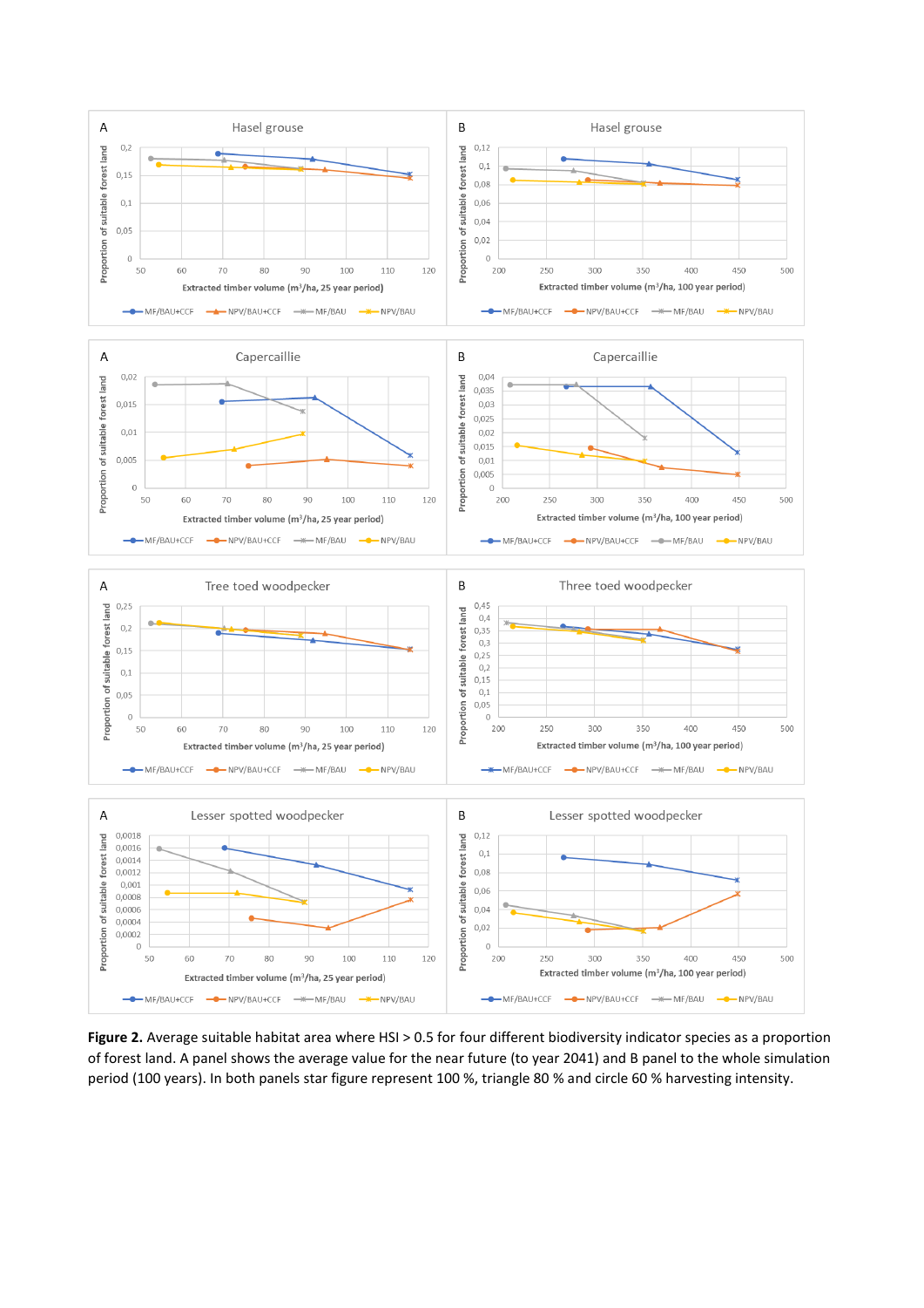**Figure 2.** Average suitable habitat area where HSI > 0.5 for four different biodiversity indicator species as a proportion of forest land. A panel shows the average value for the near future (to year 2041) and B panel to the whole simulation period (100 years). In both panels star figure represent 100 %, triangle 80 % and circle 60 % harvesting intensity.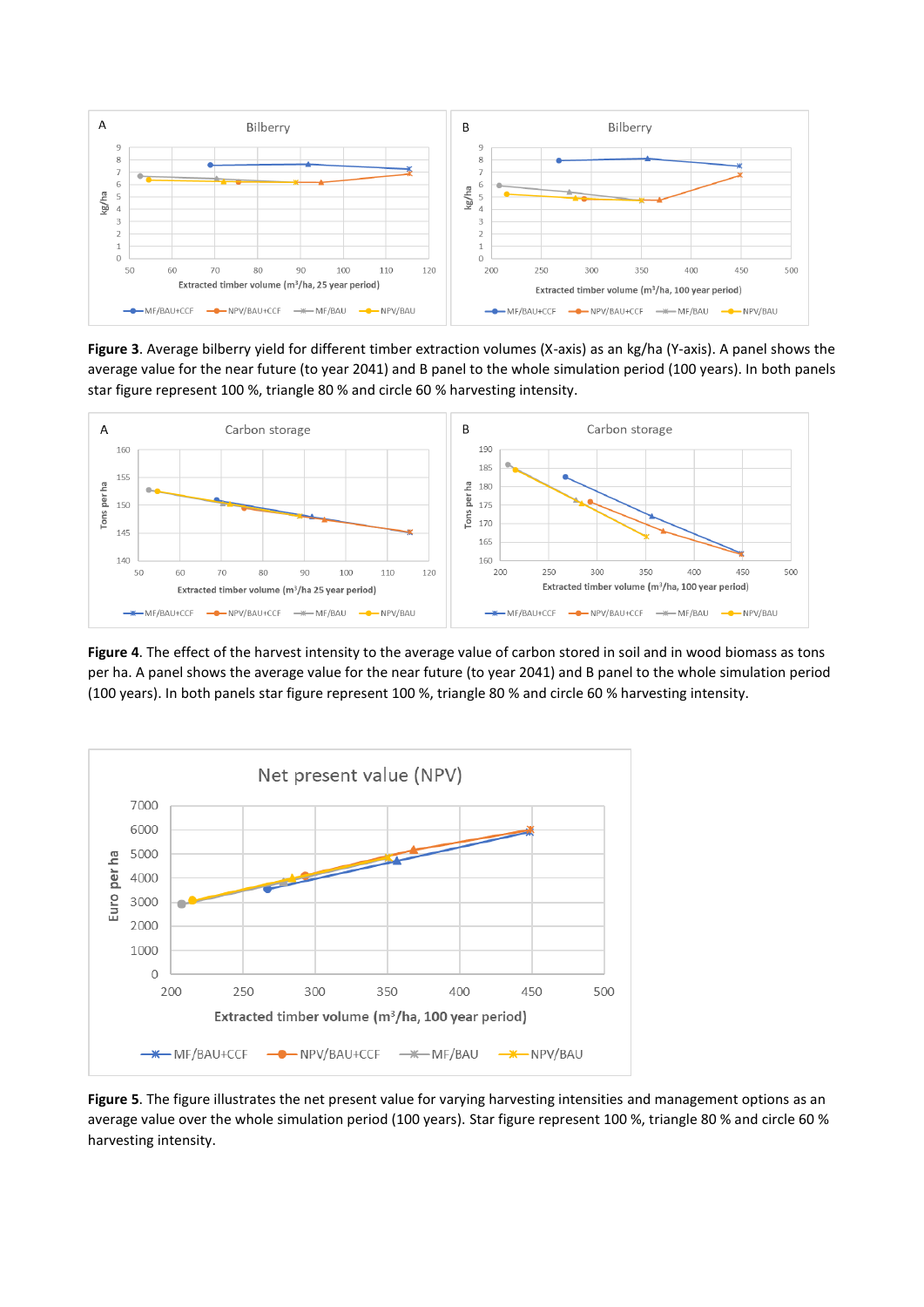**Figure 3**. Average bilberry yield for different timber extraction volumes (X-axis) as an kg/ha (Y-axis). A panel shows the average value for the near future (to year 2041) and B panel to the whole simulation period (100 years). In both panels star figure represent 100 %, triangle 80 % and circle 60 % harvesting intensity.

**Figure 4**. The effect of the harvest intensity to the average value of carbon stored in soil and in wood biomass as tons per ha. A panel shows the average value for the near future (to year 2041) and B panel to the whole simulation period (100 years). In both panels star figure represent 100 %, triangle 80 % and circle 60 % harvesting intensity.

**Figure 5**. The figure illustrates the net present value for varying harvesting intensities and management options as an average value over the whole simulation period (100 years). Star figure represent 100 %, triangle 80 % and circle 60 % harvesting intensity.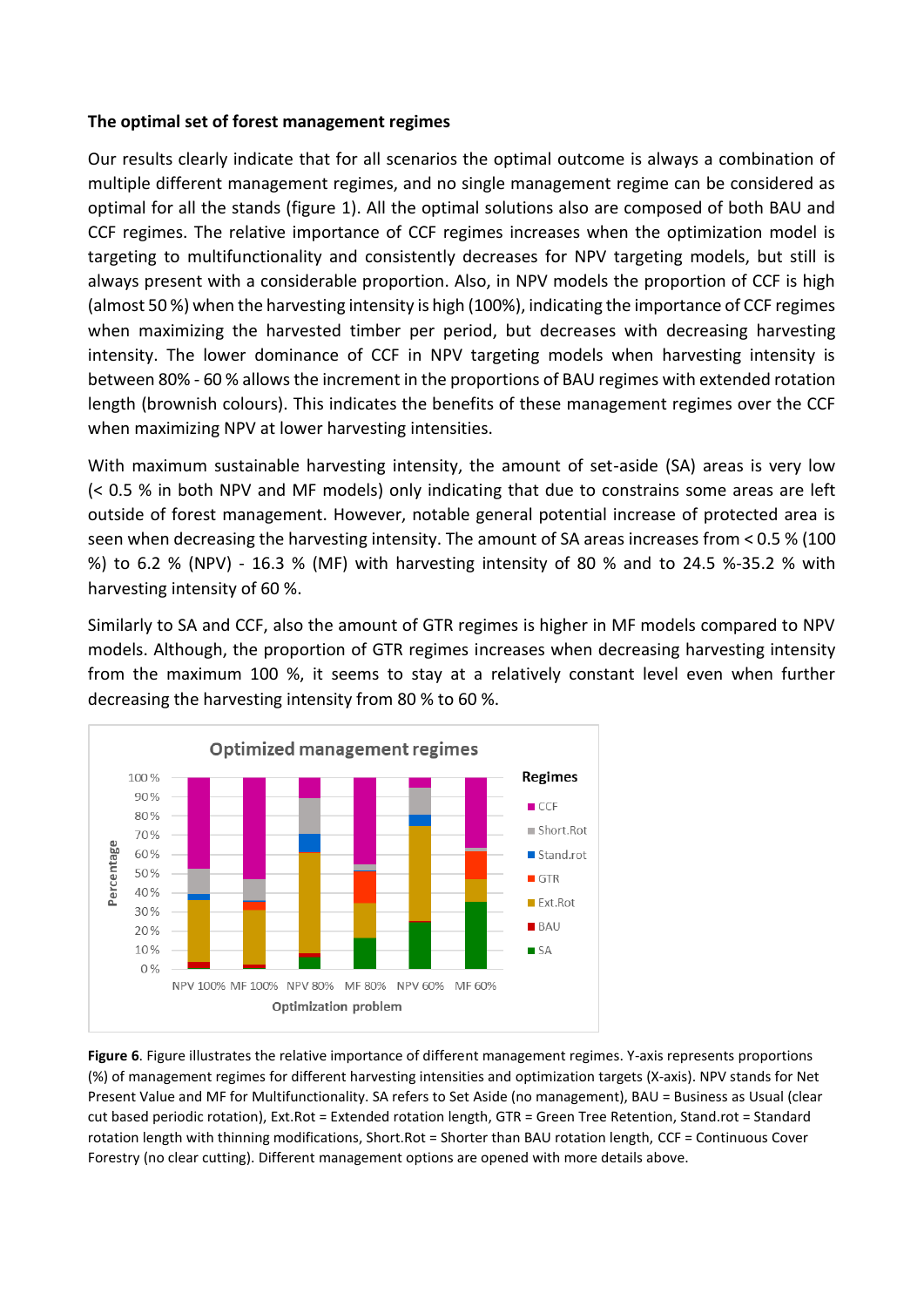**The optimal set of forest management regimes**

Our results clearly indicate that for all scenarios the optimal outcome is always a combination of multiple different management regimes, and no single management regime can be considered as optimal for all the stands (figure 1). All the optimal solutions also are composed of both BAU and CCF regimes. The relative importance of CCF regimes increases when the optimization model is targeting to multifunctionality and consistently decreases for NPV targeting models, but still is always present with a considerable proportion. Also, in NPV models the proportion of CCF is high (almost 50 %) when the harvesting intensity is high (100%), indicating the importance of CCF regimes when maximizing the harvested timber per period, but decreases with decreasing harvesting intensity. The lower dominance of CCF in NPV targeting models when harvesting intensity is between 80% - 60 % allows the increment in the proportions of BAU regimes with extended rotation length (brownish colours). This indicates the benefits of these management regimes over the CCF when maximizing NPV at lower harvesting intensities.

With maximum sustainable harvesting intensity, the amount of set-aside (SA) areas is very low (< 0.5 % in both NPV and MF models) only indicating that due to constrains some areas are left outside of forest management. However, notable general potential increase of protected area is seen when decreasing the harvesting intensity. The amount of SA areas increases from < 0.5 % (100 %) to 6.2 % (NPV) - 16.3 % (MF) with harvesting intensity of 80 % and to 24.5 %-35.2 % with harvesting intensity of 60 %.

Similarly to SA and CCF, also the amount of GTR regimes is higher in MF models compared to NPV models. Although, the proportion of GTR regimes increases when decreasing harvesting intensity from the maximum 100 %, it seems to stay at a relatively constant level even when further decreasing the harvesting intensity from 80 % to 60 %.

**Figure 6**. Figure illustrates the relative importance of different management regimes. Y-axis represents proportions (%) of management regimes for different harvesting intensities and optimization targets (X-axis). NPV stands for Net Present Value and MF for Multifunctionality. SA refers to Set Aside (no management), BAU = Business as Usual (clear cut based periodic rotation), Ext.Rot = Extended rotation length, GTR = Green Tree Retention, Stand.rot = Standard rotation length with thinning modifications, Short.Rot = Shorter than BAU rotation length, CCF = Continuous Cover Forestry (no clear cutting). Different management options are opened with more details above.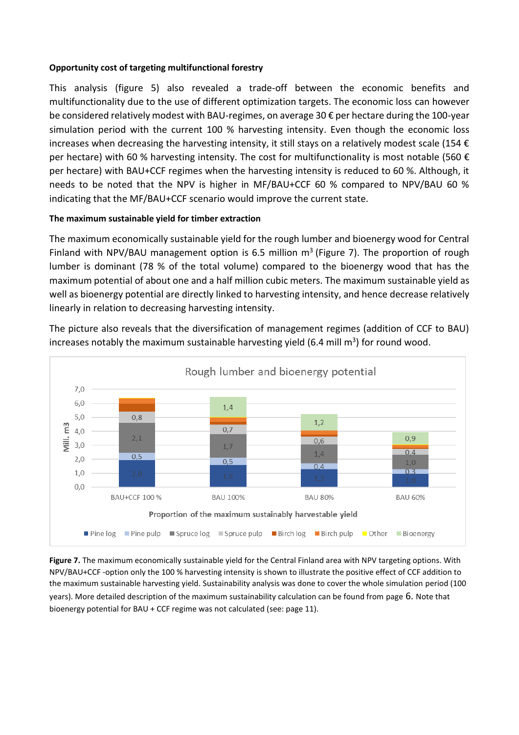**Opportunity cost of targeting multifunctional forestry**

This analysis (figure 5) also revealed a trade-off between the economic benefits and multifunctionality due to the use of different optimization targets. The economic loss can however be considered relatively modest with BAU-regimes, on average 30 € per hectare during the 100-year simulation period with the current 100 % harvesting intensity. Even though the economic loss increases when decreasing the harvesting intensity, it still stays on a relatively modest scale (154 € per hectare) with 60 % harvesting intensity. The cost for multifunctionality is most notable (560 € per hectare) with BAU+CCF regimes when the harvesting intensity is reduced to 60 %. Although, it needs to be noted that the NPV is higher in MF/BAU+CCF 60 % compared to NPV/BAU 60 % indicating that the MF/BAU+CCF scenario would improve the current state.

**The maximum sustainable yield for timber extraction**

The maximum economically sustainable yield for the rough lumber and bioenergy wood for Central Finland with NPV/BAU management option is 6.5 million m$^3$ (Figure 7). The proportion of rough lumber is dominant (78 % of the total volume) compared to the bioenergy wood that has the maximum potential of about one and a half million cubic meters. The maximum sustainable yield as well as bioenergy potential are directly linked to harvesting intensity, and hence decrease relatively linearly in relation to decreasing harvesting intensity.

The picture also reveals that the diversification of management regimes (addition of CCF to BAU) increases notably the maximum sustainable harvesting yield (6.4 mill m$^3$) for round wood.

Rough lumber and bioenergy potential

| Mill. m3 | BAU+CCF 100 % | BAU 100% | BAU 80% | BAU 60% |
|---|---|---|---|---|
| Pine log | 2,0 | 1,6 | 1,3 | 1,0 |
| Pine pulp | 0,5 | 0,5 | 0,4 | 0,3 |
| Spruce log | 2,1 | 1,7 | 1,4 | 1,0 |
| Spruce pulp | 0,8 | 0,7 | 0,6 | 0,4 |
| Bioenergy | | 1,4 | 1,2 | 0,9 |

Proportion of the maximum sustainably harvestable yield

Legend: Pine log, Pine pulp, Spruce log, Spruce pulp, Birch log, Birch pulp, Other, Bioenergy

**Figure 7.** The maximum economically sustainable yield for the Central Finland area with NPV targeting options. With NPV/BAU+CCF -option only the 100 % harvesting intensity is shown to illustrate the positive effect of CCF addition to the maximum sustainable harvesting yield. Sustainability analysis was done to cover the whole simulation period (100 years). More detailed description of the maximum sustainability calculation can be found from page 6. Note that bioenergy potential for BAU + CCF regime was not calculated (see: page 11).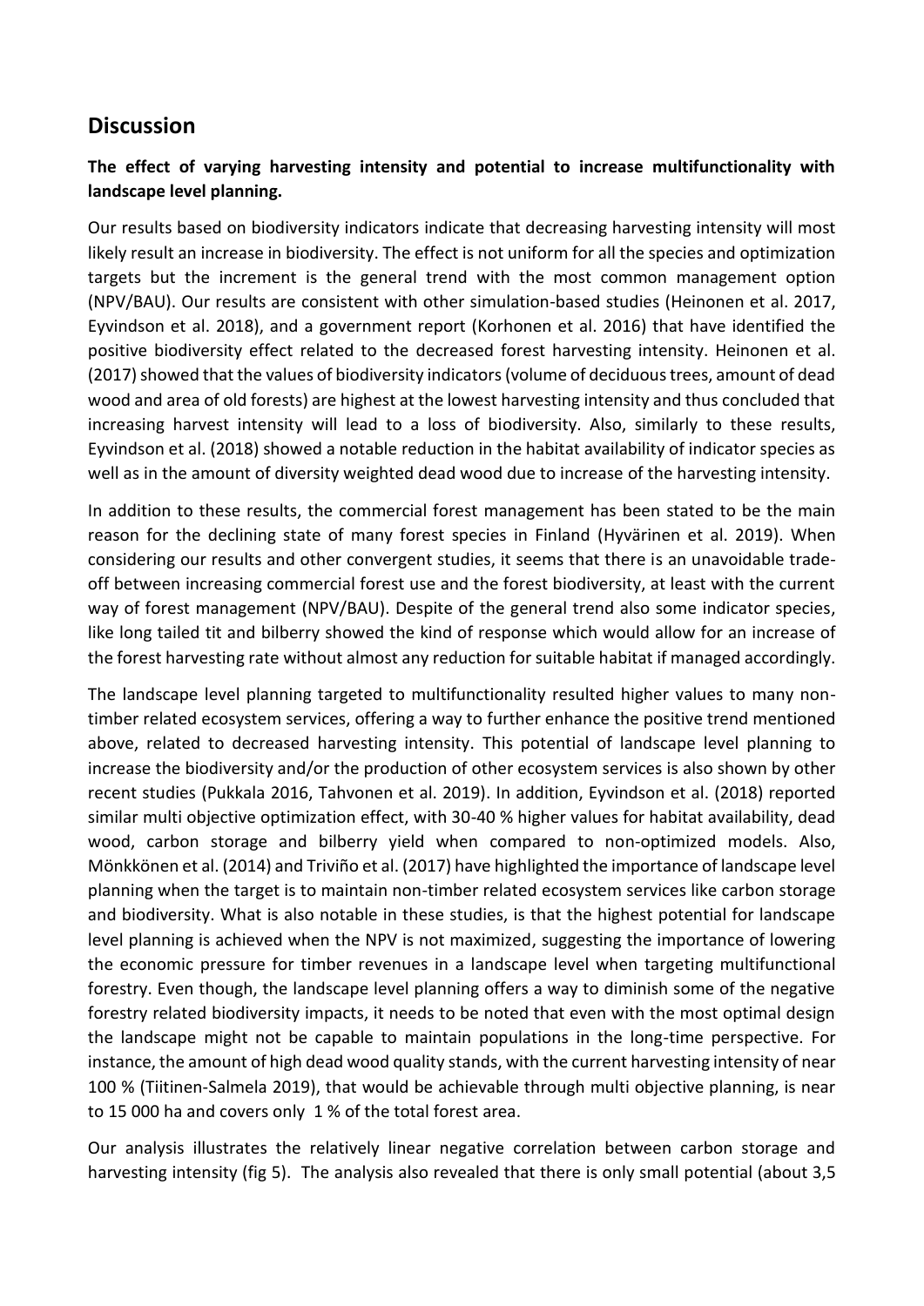## Discussion

**The effect of varying harvesting intensity and potential to increase multifunctionality with landscape level planning.**

Our results based on biodiversity indicators indicate that decreasing harvesting intensity will most likely result an increase in biodiversity. The effect is not uniform for all the species and optimization targets but the increment is the general trend with the most common management option (NPV/BAU). Our results are consistent with other simulation-based studies (Heinonen et al. 2017, Eyvindson et al. 2018), and a government report (Korhonen et al. 2016) that have identified the positive biodiversity effect related to the decreased forest harvesting intensity. Heinonen et al. (2017) showed that the values of biodiversity indicators (volume of deciduous trees, amount of dead wood and area of old forests) are highest at the lowest harvesting intensity and thus concluded that increasing harvest intensity will lead to a loss of biodiversity. Also, similarly to these results, Eyvindson et al. (2018) showed a notable reduction in the habitat availability of indicator species as well as in the amount of diversity weighted dead wood due to increase of the harvesting intensity.

In addition to these results, the commercial forest management has been stated to be the main reason for the declining state of many forest species in Finland (Hyvärinen et al. 2019). When considering our results and other convergent studies, it seems that there is an unavoidable trade-off between increasing commercial forest use and the forest biodiversity, at least with the current way of forest management (NPV/BAU). Despite of the general trend also some indicator species, like long tailed tit and bilberry showed the kind of response which would allow for an increase of the forest harvesting rate without almost any reduction for suitable habitat if managed accordingly.

The landscape level planning targeted to multifunctionality resulted higher values to many non-timber related ecosystem services, offering a way to further enhance the positive trend mentioned above, related to decreased harvesting intensity. This potential of landscape level planning to increase the biodiversity and/or the production of other ecosystem services is also shown by other recent studies (Pukkala 2016, Tahvonen et al. 2019). In addition, Eyvindson et al. (2018) reported similar multi objective optimization effect, with 30-40 % higher values for habitat availability, dead wood, carbon storage and bilberry yield when compared to non-optimized models. Also, Mönkkönen et al. (2014) and Triviño et al. (2017) have highlighted the importance of landscape level planning when the target is to maintain non-timber related ecosystem services like carbon storage and biodiversity. What is also notable in these studies, is that the highest potential for landscape level planning is achieved when the NPV is not maximized, suggesting the importance of lowering the economic pressure for timber revenues in a landscape level when targeting multifunctional forestry. Even though, the landscape level planning offers a way to diminish some of the negative forestry related biodiversity impacts, it needs to be noted that even with the most optimal design the landscape might not be capable to maintain populations in the long-time perspective. For instance, the amount of high dead wood quality stands, with the current harvesting intensity of near 100 % (Tiitinen-Salmela 2019), that would be achievable through multi objective planning, is near to 15 000 ha and covers only 1 % of the total forest area.

Our analysis illustrates the relatively linear negative correlation between carbon storage and harvesting intensity (fig 5). The analysis also revealed that there is only small potential (about 3,5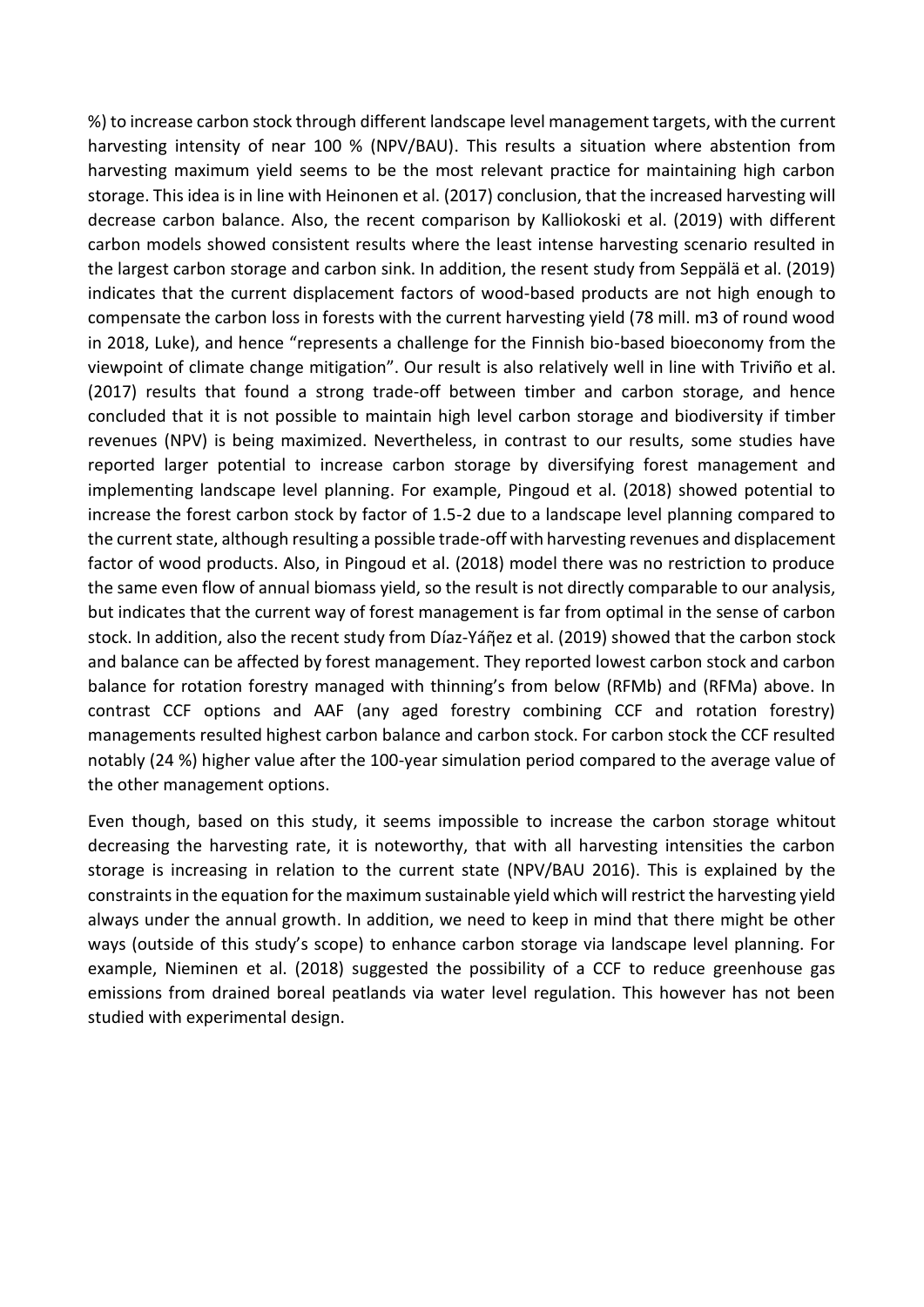%) to increase carbon stock through different landscape level management targets, with the current harvesting intensity of near 100 % (NPV/BAU). This results a situation where abstention from harvesting maximum yield seems to be the most relevant practice for maintaining high carbon storage. This idea is in line with Heinonen et al. (2017) conclusion, that the increased harvesting will decrease carbon balance. Also, the recent comparison by Kalliokoski et al. (2019) with different carbon models showed consistent results where the least intense harvesting scenario resulted in the largest carbon storage and carbon sink. In addition, the resent study from Seppälä et al. (2019) indicates that the current displacement factors of wood-based products are not high enough to compensate the carbon loss in forests with the current harvesting yield (78 mill. m3 of round wood in 2018, Luke), and hence "represents a challenge for the Finnish bio-based bioeconomy from the viewpoint of climate change mitigation". Our result is also relatively well in line with Triviño et al. (2017) results that found a strong trade-off between timber and carbon storage, and hence concluded that it is not possible to maintain high level carbon storage and biodiversity if timber revenues (NPV) is being maximized. Nevertheless, in contrast to our results, some studies have reported larger potential to increase carbon storage by diversifying forest management and implementing landscape level planning. For example, Pingoud et al. (2018) showed potential to increase the forest carbon stock by factor of 1.5-2 due to a landscape level planning compared to the current state, although resulting a possible trade-off with harvesting revenues and displacement factor of wood products. Also, in Pingoud et al. (2018) model there was no restriction to produce the same even flow of annual biomass yield, so the result is not directly comparable to our analysis, but indicates that the current way of forest management is far from optimal in the sense of carbon stock. In addition, also the recent study from Díaz-Yáñez et al. (2019) showed that the carbon stock and balance can be affected by forest management. They reported lowest carbon stock and carbon balance for rotation forestry managed with thinning's from below (RFMb) and (RFMa) above. In contrast CCF options and AAF (any aged forestry combining CCF and rotation forestry) managements resulted highest carbon balance and carbon stock. For carbon stock the CCF resulted notably (24 %) higher value after the 100-year simulation period compared to the average value of the other management options.

Even though, based on this study, it seems impossible to increase the carbon storage whitout decreasing the harvesting rate, it is noteworthy, that with all harvesting intensities the carbon storage is increasing in relation to the current state (NPV/BAU 2016). This is explained by the constraints in the equation for the maximum sustainable yield which will restrict the harvesting yield always under the annual growth. In addition, we need to keep in mind that there might be other ways (outside of this study's scope) to enhance carbon storage via landscape level planning. For example, Nieminen et al. (2018) suggested the possibility of a CCF to reduce greenhouse gas emissions from drained boreal peatlands via water level regulation. This however has not been studied with experimental design.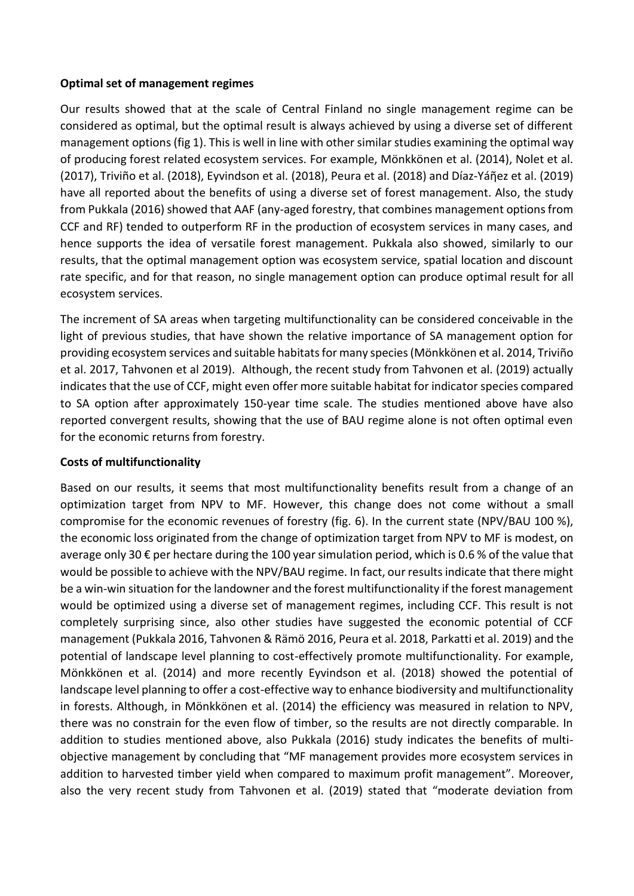**Optimal set of management regimes**

Our results showed that at the scale of Central Finland no single management regime can be considered as optimal, but the optimal result is always achieved by using a diverse set of different management options (fig 1). This is well in line with other similar studies examining the optimal way of producing forest related ecosystem services. For example, Mönkkönen et al. (2014), Nolet et al. (2017), Triviño et al. (2018), Eyvindson et al. (2018), Peura et al. (2018) and Díaz-Yáñez et al. (2019) have all reported about the benefits of using a diverse set of forest management. Also, the study from Pukkala (2016) showed that AAF (any-aged forestry, that combines management options from CCF and RF) tended to outperform RF in the production of ecosystem services in many cases, and hence supports the idea of versatile forest management. Pukkala also showed, similarly to our results, that the optimal management option was ecosystem service, spatial location and discount rate specific, and for that reason, no single management option can produce optimal result for all ecosystem services.

The increment of SA areas when targeting multifunctionality can be considered conceivable in the light of previous studies, that have shown the relative importance of SA management option for providing ecosystem services and suitable habitats for many species (Mönkkönen et al. 2014, Triviño et al. 2017, Tahvonen et al 2019). Although, the recent study from Tahvonen et al. (2019) actually indicates that the use of CCF, might even offer more suitable habitat for indicator species compared to SA option after approximately 150-year time scale. The studies mentioned above have also reported convergent results, showing that the use of BAU regime alone is not often optimal even for the economic returns from forestry.

**Costs of multifunctionality**

Based on our results, it seems that most multifunctionality benefits result from a change of an optimization target from NPV to MF. However, this change does not come without a small compromise for the economic revenues of forestry (fig. 6). In the current state (NPV/BAU 100 %), the economic loss originated from the change of optimization target from NPV to MF is modest, on average only 30 € per hectare during the 100 year simulation period, which is 0.6 % of the value that would be possible to achieve with the NPV/BAU regime. In fact, our results indicate that there might be a win-win situation for the landowner and the forest multifunctionality if the forest management would be optimized using a diverse set of management regimes, including CCF. This result is not completely surprising since, also other studies have suggested the economic potential of CCF management (Pukkala 2016, Tahvonen & Rämö 2016, Peura et al. 2018, Parkatti et al. 2019) and the potential of landscape level planning to cost-effectively promote multifunctionality. For example, Mönkkönen et al. (2014) and more recently Eyvindson et al. (2018) showed the potential of landscape level planning to offer a cost-effective way to enhance biodiversity and multifunctionality in forests. Although, in Mönkkönen et al. (2014) the efficiency was measured in relation to NPV, there was no constrain for the even flow of timber, so the results are not directly comparable. In addition to studies mentioned above, also Pukkala (2016) study indicates the benefits of multi-objective management by concluding that "MF management provides more ecosystem services in addition to harvested timber yield when compared to maximum profit management". Moreover, also the very recent study from Tahvonen et al. (2019) stated that "moderate deviation from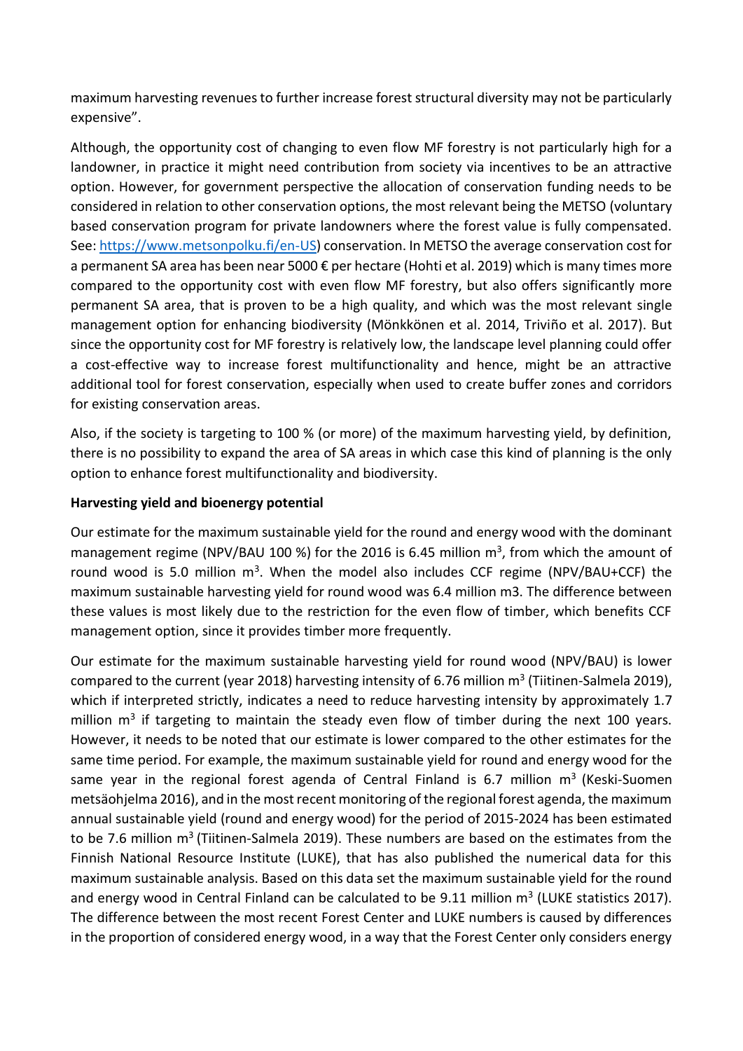maximum harvesting revenues to further increase forest structural diversity may not be particularly expensive".

Although, the opportunity cost of changing to even flow MF forestry is not particularly high for a landowner, in practice it might need contribution from society via incentives to be an attractive option. However, for government perspective the allocation of conservation funding needs to be considered in relation to other conservation options, the most relevant being the METSO (voluntary based conservation program for private landowners where the forest value is fully compensated. See: https://www.metsonpolku.fi/en-US) conservation. In METSO the average conservation cost for a permanent SA area has been near 5000 € per hectare (Hohti et al. 2019) which is many times more compared to the opportunity cost with even flow MF forestry, but also offers significantly more permanent SA area, that is proven to be a high quality, and which was the most relevant single management option for enhancing biodiversity (Mönkkönen et al. 2014, Triviño et al. 2017). But since the opportunity cost for MF forestry is relatively low, the landscape level planning could offer a cost-effective way to increase forest multifunctionality and hence, might be an attractive additional tool for forest conservation, especially when used to create buffer zones and corridors for existing conservation areas.

Also, if the society is targeting to 100 % (or more) of the maximum harvesting yield, by definition, there is no possibility to expand the area of SA areas in which case this kind of planning is the only option to enhance forest multifunctionality and biodiversity.

**Harvesting yield and bioenergy potential**

Our estimate for the maximum sustainable yield for the round and energy wood with the dominant management regime (NPV/BAU 100 %) for the 2016 is 6.45 million $m^3$, from which the amount of round wood is 5.0 million $m^3$. When the model also includes CCF regime (NPV/BAU+CCF) the maximum sustainable harvesting yield for round wood was 6.4 million m3. The difference between these values is most likely due to the restriction for the even flow of timber, which benefits CCF management option, since it provides timber more frequently.

Our estimate for the maximum sustainable harvesting yield for round wood (NPV/BAU) is lower compared to the current (year 2018) harvesting intensity of 6.76 million $m^3$ (Tiitinen-Salmela 2019), which if interpreted strictly, indicates a need to reduce harvesting intensity by approximately 1.7 million $m^3$ if targeting to maintain the steady even flow of timber during the next 100 years. However, it needs to be noted that our estimate is lower compared to the other estimates for the same time period. For example, the maximum sustainable yield for round and energy wood for the same year in the regional forest agenda of Central Finland is 6.7 million $m^3$ (Keski-Suomen metsäohjelma 2016), and in the most recent monitoring of the regional forest agenda, the maximum annual sustainable yield (round and energy wood) for the period of 2015-2024 has been estimated to be 7.6 million $m^3$ (Tiitinen-Salmela 2019). These numbers are based on the estimates from the Finnish National Resource Institute (LUKE), that has also published the numerical data for this maximum sustainable analysis. Based on this data set the maximum sustainable yield for the round and energy wood in Central Finland can be calculated to be 9.11 million $m^3$ (LUKE statistics 2017). The difference between the most recent Forest Center and LUKE numbers is caused by differences in the proportion of considered energy wood, in a way that the Forest Center only considers energy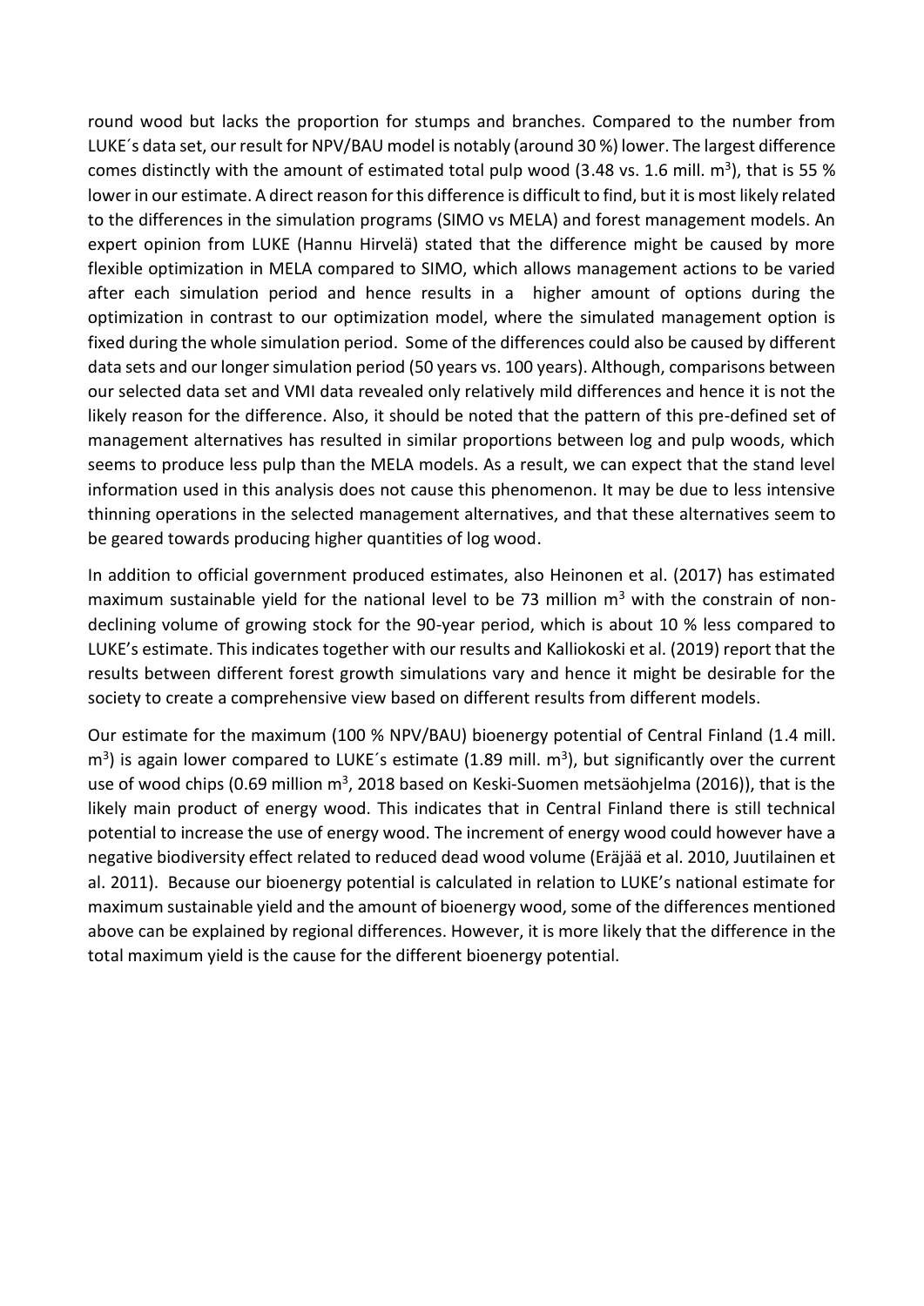round wood but lacks the proportion for stumps and branches. Compared to the number from LUKE´s data set, our result for NPV/BAU model is notably (around 30 %) lower. The largest difference comes distinctly with the amount of estimated total pulp wood (3.48 vs. 1.6 mill. $m^3$), that is 55 % lower in our estimate. A direct reason for this difference is difficult to find, but it is most likely related to the differences in the simulation programs (SIMO vs MELA) and forest management models. An expert opinion from LUKE (Hannu Hirvelä) stated that the difference might be caused by more flexible optimization in MELA compared to SIMO, which allows management actions to be varied after each simulation period and hence results in a higher amount of options during the optimization in contrast to our optimization model, where the simulated management option is fixed during the whole simulation period. Some of the differences could also be caused by different data sets and our longer simulation period (50 years vs. 100 years). Although, comparisons between our selected data set and VMI data revealed only relatively mild differences and hence it is not the likely reason for the difference. Also, it should be noted that the pattern of this pre-defined set of management alternatives has resulted in similar proportions between log and pulp woods, which seems to produce less pulp than the MELA models. As a result, we can expect that the stand level information used in this analysis does not cause this phenomenon. It may be due to less intensive thinning operations in the selected management alternatives, and that these alternatives seem to be geared towards producing higher quantities of log wood.

In addition to official government produced estimates, also Heinonen et al. (2017) has estimated maximum sustainable yield for the national level to be 73 million $m^3$ with the constrain of non-declining volume of growing stock for the 90-year period, which is about 10 % less compared to LUKE's estimate. This indicates together with our results and Kalliokoski et al. (2019) report that the results between different forest growth simulations vary and hence it might be desirable for the society to create a comprehensive view based on different results from different models.

Our estimate for the maximum (100 % NPV/BAU) bioenergy potential of Central Finland (1.4 mill. $m^3$) is again lower compared to LUKE´s estimate (1.89 mill. $m^3$), but significantly over the current use of wood chips (0.69 million $m^3$, 2018 based on Keski-Suomen metsäohjelma (2016)), that is the likely main product of energy wood. This indicates that in Central Finland there is still technical potential to increase the use of energy wood. The increment of energy wood could however have a negative biodiversity effect related to reduced dead wood volume (Eräjää et al. 2010, Juutilainen et al. 2011). Because our bioenergy potential is calculated in relation to LUKE's national estimate for maximum sustainable yield and the amount of bioenergy wood, some of the differences mentioned above can be explained by regional differences. However, it is more likely that the difference in the total maximum yield is the cause for the different bioenergy potential.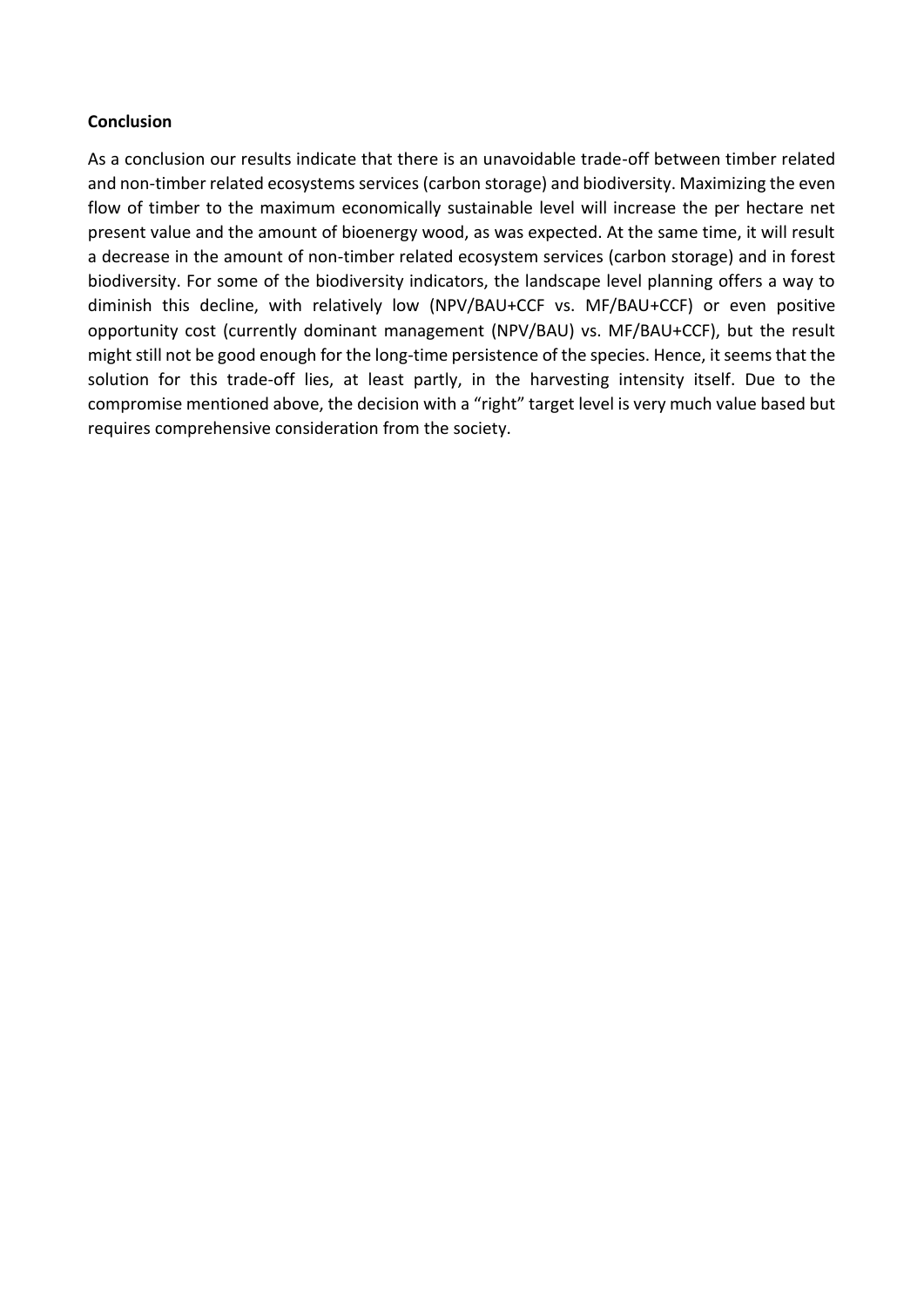**Conclusion**

As a conclusion our results indicate that there is an unavoidable trade-off between timber related and non-timber related ecosystems services (carbon storage) and biodiversity. Maximizing the even flow of timber to the maximum economically sustainable level will increase the per hectare net present value and the amount of bioenergy wood, as was expected. At the same time, it will result a decrease in the amount of non-timber related ecosystem services (carbon storage) and in forest biodiversity. For some of the biodiversity indicators, the landscape level planning offers a way to diminish this decline, with relatively low (NPV/BAU+CCF vs. MF/BAU+CCF) or even positive opportunity cost (currently dominant management (NPV/BAU) vs. MF/BAU+CCF), but the result might still not be good enough for the long-time persistence of the species. Hence, it seems that the solution for this trade-off lies, at least partly, in the harvesting intensity itself. Due to the compromise mentioned above, the decision with a "right" target level is very much value based but requires comprehensive consideration from the society.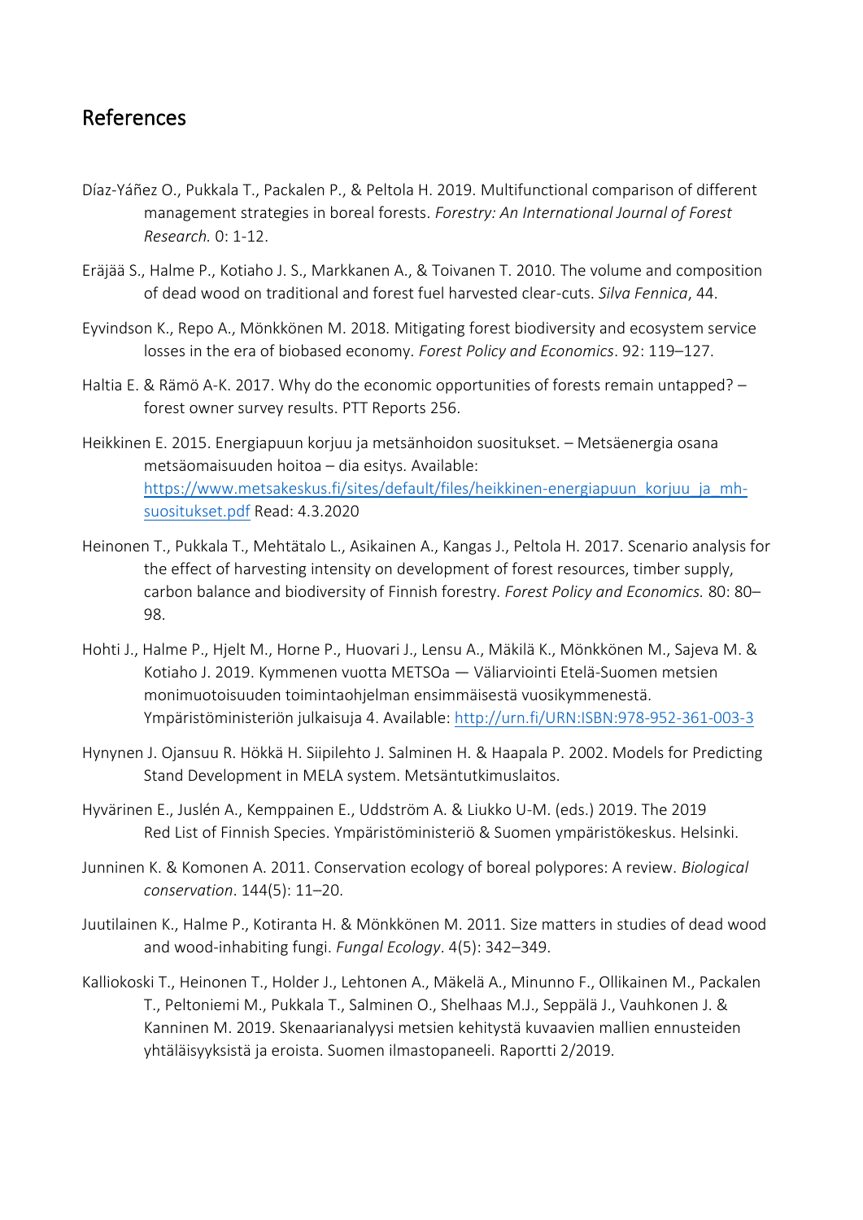## References

Díaz-Yáñez O., Pukkala T., Packalen P., & Peltola H. 2019. Multifunctional comparison of different management strategies in boreal forests. *Forestry: An International Journal of Forest Research.* 0: 1-12.

Eräjää S., Halme P., Kotiaho J. S., Markkanen A., & Toivanen T. 2010. The volume and composition of dead wood on traditional and forest fuel harvested clear-cuts. *Silva Fennica*, 44.

Eyvindson K., Repo A., Mönkkönen M. 2018. Mitigating forest biodiversity and ecosystem service losses in the era of biobased economy. *Forest Policy and Economics*. 92: 119–127.

Haltia E. & Rämö A-K. 2017. Why do the economic opportunities of forests remain untapped? – forest owner survey results. PTT Reports 256.

Heikkinen E. 2015. Energiapuun korjuu ja metsänhoidon suositukset. – Metsäenergia osana metsäomaisuuden hoitoa – dia esitys. Available: [https://www.metsakeskus.fi/sites/default/files/heikkinen-energiapuun_korjuu_ja_mh-suositukset.pdf](https://www.metsakeskus.fi/sites/default/files/heikkinen-energiapuun_korjuu_ja_mh-suositukset.pdf) Read: 4.3.2020

Heinonen T., Pukkala T., Mehtätalo L., Asikainen A., Kangas J., Peltola H. 2017. Scenario analysis for the effect of harvesting intensity on development of forest resources, timber supply, carbon balance and biodiversity of Finnish forestry. *Forest Policy and Economics.* 80: 80–98.

Hohti J., Halme P., Hjelt M., Horne P., Huovari J., Lensu A., Mäkilä K., Mönkkönen M., Sajeva M. & Kotiaho J. 2019. Kymmenen vuotta METSOa — Väliarviointi Etelä-Suomen metsien monimuotoisuuden toimintaohjelman ensimmäisestä vuosikymmenestä. Ympäristöministeriön julkaisuja 4. Available: [http://urn.fi/URN:ISBN:978-952-361-003-3](http://urn.fi/URN:ISBN:978-952-361-003-3)

Hynynen J. Ojansuu R. Hökkä H. Siipilehto J. Salminen H. & Haapala P. 2002. Models for Predicting Stand Development in MELA system. Metsäntutkimuslaitos.

Hyvärinen E., Juslén A., Kemppainen E., Uddström A. & Liukko U-M. (eds.) 2019. The 2019 Red List of Finnish Species. Ympäristöministeriö & Suomen ympäristökeskus. Helsinki.

Junninen K. & Komonen A. 2011. Conservation ecology of boreal polypores: A review. *Biological conservation*. 144(5): 11–20.

Juutilainen K., Halme P., Kotiranta H. & Mönkkönen M. 2011. Size matters in studies of dead wood and wood-inhabiting fungi. *Fungal Ecology*. 4(5): 342–349.

Kalliokoski T., Heinonen T., Holder J., Lehtonen A., Mäkelä A., Minunno F., Ollikainen M., Packalen T., Peltoniemi M., Pukkala T., Salminen O., Shelhaas M.J., Seppälä J., Vauhkonen J. & Kanninen M. 2019. Skenaarianalyysi metsien kehitystä kuvaavien mallien ennusteiden yhtäläisyyksistä ja eroista. Suomen ilmastopaneeli. Raportti 2/2019.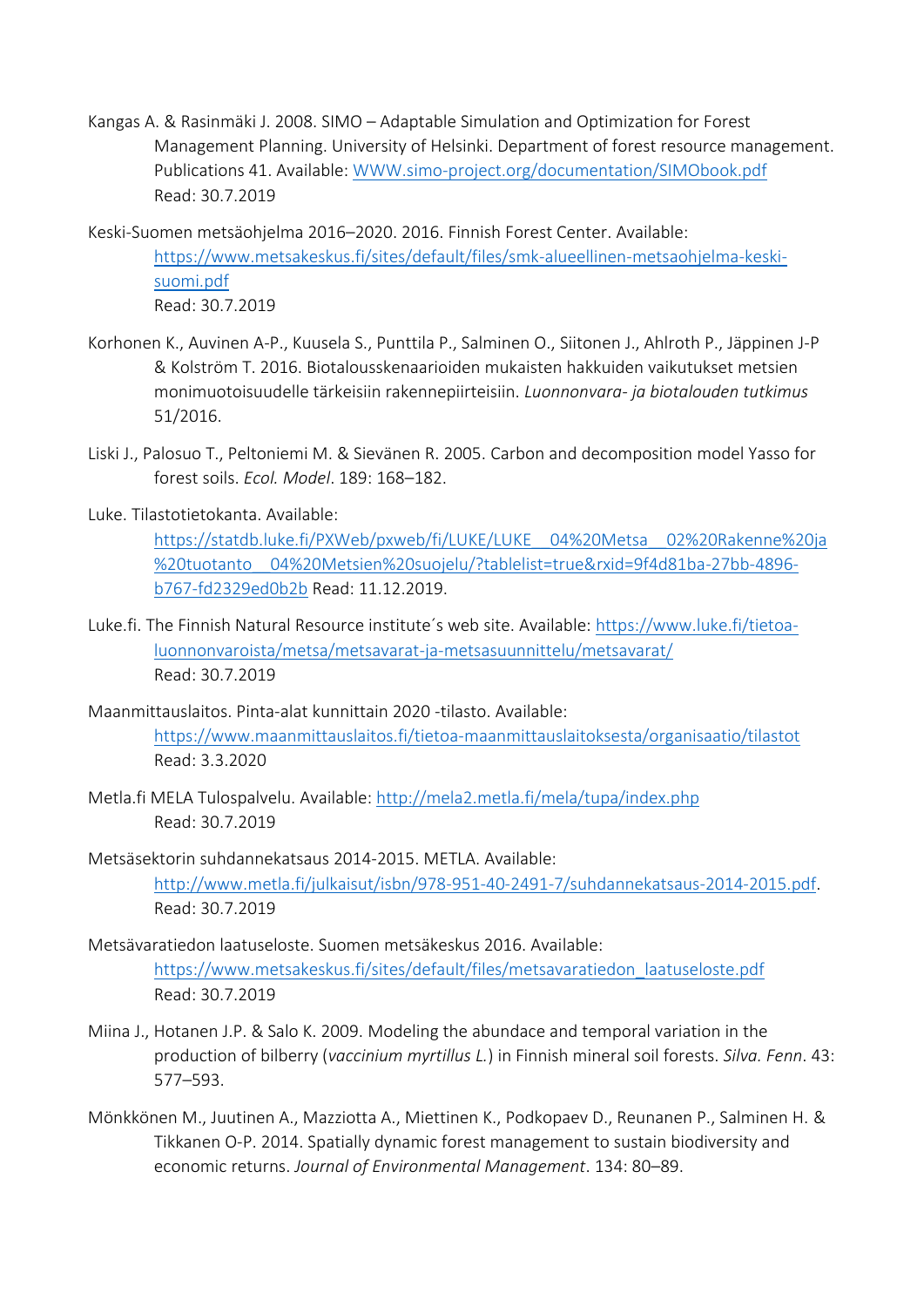Kangas A. & Rasinmäki J. 2008. SIMO – Adaptable Simulation and Optimization for Forest Management Planning. University of Helsinki. Department of forest resource management. Publications 41. Available: [WWW.simo-project.org/documentation/SIMObook.pdf](WWW.simo-project.org/documentation/SIMObook.pdf) Read: 30.7.2019

Keski-Suomen metsäohjelma 2016–2020. 2016. Finnish Forest Center. Available: [https://www.metsakeskus.fi/sites/default/files/smk-alueellinen-metsaohjelma-keski-suomi.pdf](https://www.metsakeskus.fi/sites/default/files/smk-alueellinen-metsaohjelma-keski-suomi.pdf) Read: 30.7.2019

Korhonen K., Auvinen A-P., Kuusela S., Punttila P., Salminen O., Siitonen J., Ahlroth P., Jäppinen J-P & Kolström T. 2016. Biotalousskenaarioiden mukaisten hakkuiden vaikutukset metsien monimuotoisuudelle tärkeisiin rakennepiirteisiin. *Luonnonvara- ja biotalouden tutkimus* 51/2016.

Liski J., Palosuo T., Peltoniemi M. & Sievänen R. 2005. Carbon and decomposition model Yasso for forest soils. *Ecol. Model*. 189: 168–182.

Luke. Tilastotietokanta. Available: [https://statdb.luke.fi/PXWeb/pxweb/fi/LUKE/LUKE__04%20Metsa__02%20Rakenne%20ja%20tuotanto__04%20Metsien%20suojelu/?tablelist=true&rxid=9f4d81ba-27bb-4896-b767-fd2329ed0b2b](https://statdb.luke.fi/PXWeb/pxweb/fi/LUKE/LUKE__04%20Metsa__02%20Rakenne%20ja%20tuotanto__04%20Metsien%20suojelu/?tablelist=true&rxid=9f4d81ba-27bb-4896-b767-fd2329ed0b2b) Read: 11.12.2019.

Luke.fi. The Finnish Natural Resource institute´s web site. Available: [https://www.luke.fi/tietoa-luonnonvaroista/metsa/metsavarat-ja-metsasuunnittelu/metsavarat/](https://www.luke.fi/tietoa-luonnonvaroista/metsa/metsavarat-ja-metsasuunnittelu/metsavarat/) Read: 30.7.2019

Maanmittauslaitos. Pinta-alat kunnittain 2020 -tilasto. Available: [https://www.maanmittauslaitos.fi/tietoa-maanmittauslaitoksesta/organisaatio/tilastot](https://www.maanmittauslaitos.fi/tietoa-maanmittauslaitoksesta/organisaatio/tilastot) Read: 3.3.2020

Metla.fi MELA Tulospalvelu. Available: [http://mela2.metla.fi/mela/tupa/index.php](http://mela2.metla.fi/mela/tupa/index.php) Read: 30.7.2019

Metsäsektorin suhdannekatsaus 2014-2015. METLA. Available: [http://www.metla.fi/julkaisut/isbn/978-951-40-2491-7/suhdannekatsaus-2014-2015.pdf](http://www.metla.fi/julkaisut/isbn/978-951-40-2491-7/suhdannekatsaus-2014-2015.pdf). Read: 30.7.2019

Metsävaratiedon laatuseloste. Suomen metsäkeskus 2016. Available: [https://www.metsakeskus.fi/sites/default/files/metsavaratiedon_laatuseloste.pdf](https://www.metsakeskus.fi/sites/default/files/metsavaratiedon_laatuseloste.pdf) Read: 30.7.2019

Miina J., Hotanen J.P. & Salo K. 2009. Modeling the abundace and temporal variation in the production of bilberry (*vaccinium myrtillus L.*) in Finnish mineral soil forests. *Silva. Fenn*. 43: 577–593.

Mönkkönen M., Juutinen A., Mazziotta A., Miettinen K., Podkopaev D., Reunanen P., Salminen H. & Tikkanen O-P. 2014. Spatially dynamic forest management to sustain biodiversity and economic returns. *Journal of Environmental Management*. 134: 80–89.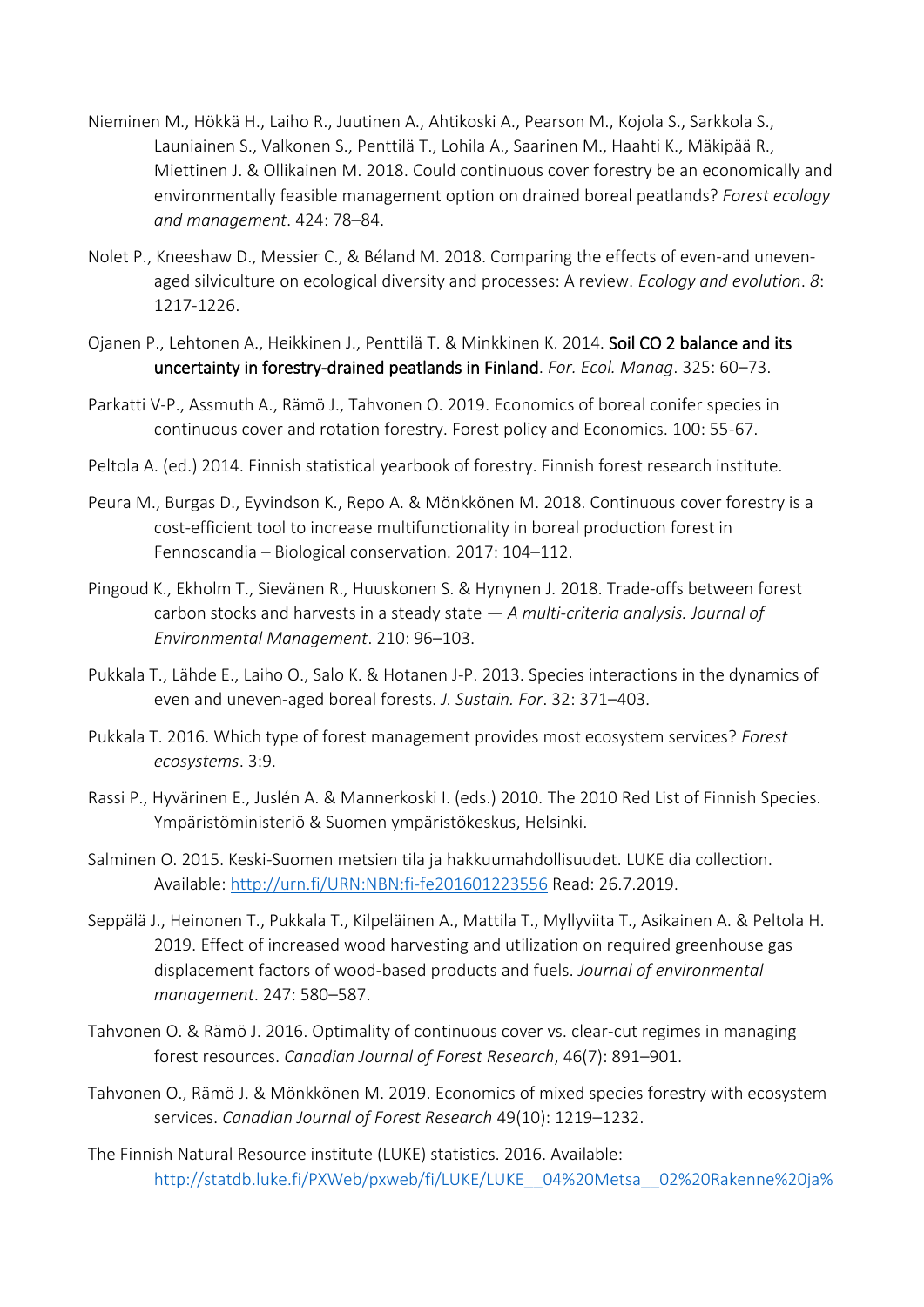Nieminen M., Hökkä H., Laiho R., Juutinen A., Ahtikoski A., Pearson M., Kojola S., Sarkkola S., Launiainen S., Valkonen S., Penttilä T., Lohila A., Saarinen M., Haahti K., Mäkipää R., Miettinen J. & Ollikainen M. 2018. Could continuous cover forestry be an economically and environmentally feasible management option on drained boreal peatlands? *Forest ecology and management*. 424: 78–84.

Nolet P., Kneeshaw D., Messier C., & Béland M. 2018. Comparing the effects of even-and uneven-aged silviculture on ecological diversity and processes: A review. *Ecology and evolution*. *8*: 1217-1226.

Ojanen P., Lehtonen A., Heikkinen J., Penttilä T. & Minkkinen K. 2014. Soil CO 2 balance and its uncertainty in forestry-drained peatlands in Finland. *For. Ecol. Manag*. 325: 60–73.

Parkatti V-P., Assmuth A., Rämö J., Tahvonen O. 2019. Economics of boreal conifer species in continuous cover and rotation forestry. Forest policy and Economics. 100: 55-67.

Peltola A. (ed.) 2014. Finnish statistical yearbook of forestry. Finnish forest research institute.

Peura M., Burgas D., Eyvindson K., Repo A. & Mönkkönen M. 2018. Continuous cover forestry is a cost-efficient tool to increase multifunctionality in boreal production forest in Fennoscandia – Biological conservation. 2017: 104–112.

Pingoud K., Ekholm T., Sievänen R., Huuskonen S. & Hynynen J. 2018. Trade-offs between forest carbon stocks and harvests in a steady state — *A multi-criteria analysis. Journal of Environmental Management*. 210: 96–103.

Pukkala T., Lähde E., Laiho O., Salo K. & Hotanen J-P. 2013. Species interactions in the dynamics of even and uneven-aged boreal forests. *J. Sustain. For*. 32: 371–403.

Pukkala T. 2016. Which type of forest management provides most ecosystem services? *Forest ecosystems*. 3:9.

Rassi P., Hyvärinen E., Juslén A. & Mannerkoski I. (eds.) 2010. The 2010 Red List of Finnish Species. Ympäristöministeriö & Suomen ympäristökeskus, Helsinki.

Salminen O. 2015. Keski-Suomen metsien tila ja hakkuumahdollisuudet. LUKE dia collection. Available: http://urn.fi/URN:NBN:fi-fe201601223556 Read: 26.7.2019.

Seppälä J., Heinonen T., Pukkala T., Kilpeläinen A., Mattila T., Myllyviita T., Asikainen A. & Peltola H. 2019. Effect of increased wood harvesting and utilization on required greenhouse gas displacement factors of wood-based products and fuels. *Journal of environmental management*. 247: 580–587.

Tahvonen O. & Rämö J. 2016. Optimality of continuous cover vs. clear-cut regimes in managing forest resources. *Canadian Journal of Forest Research*, 46(7): 891–901.

Tahvonen O., Rämö J. & Mönkkönen M. 2019. Economics of mixed species forestry with ecosystem services. *Canadian Journal of Forest Research* 49(10): 1219–1232.

The Finnish Natural Resource institute (LUKE) statistics. 2016. Available: http://statdb.luke.fi/PXWeb/pxweb/fi/LUKE/LUKE__04%20Metsa__02%20Rakenne%20ja%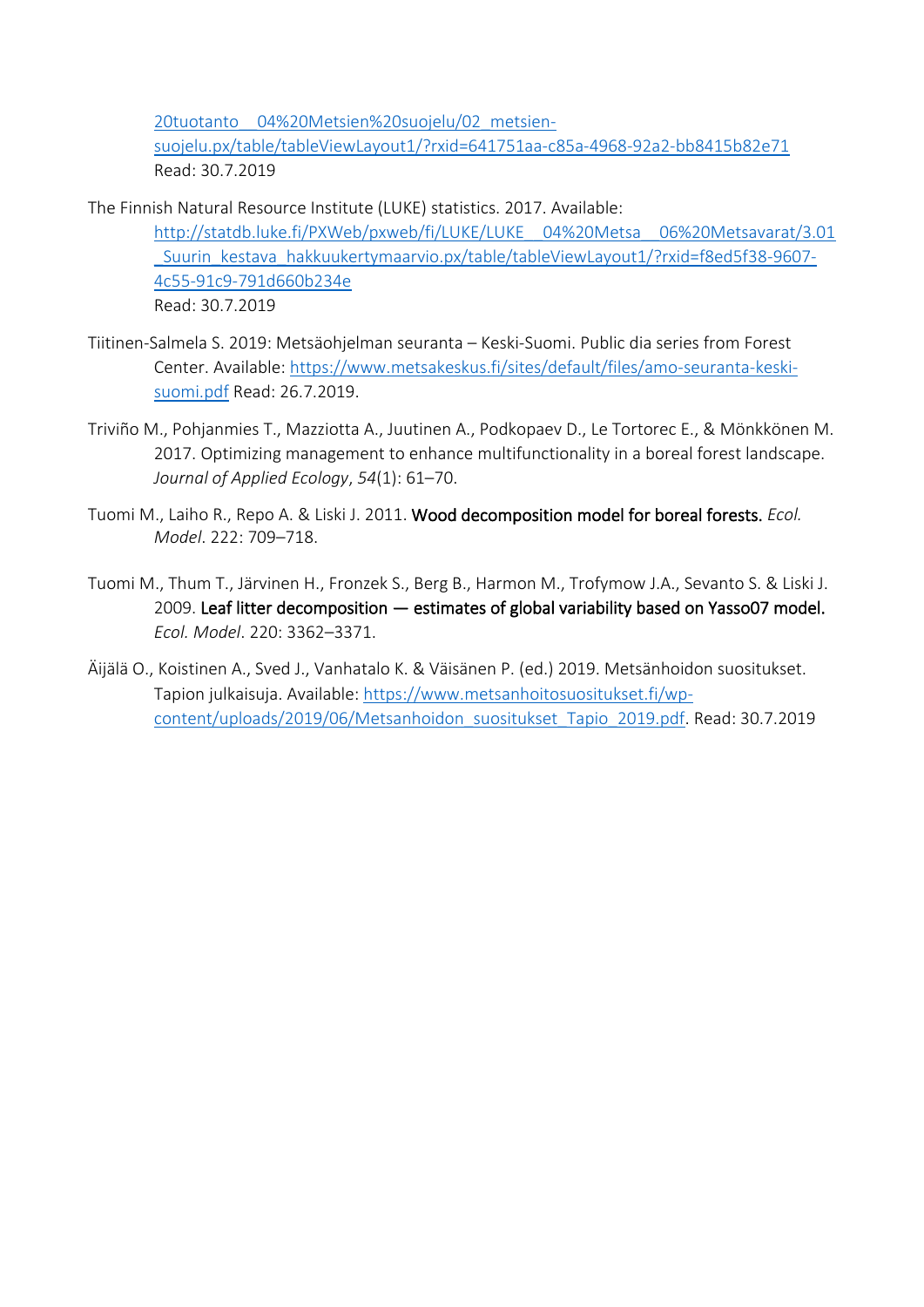20tuotanto__04%20Metsien%20suojelu/02_metsien-suojelu.px/table/tableViewLayout1/?rxid=641751aa-c85a-4968-92a2-bb8415b82e71
Read: 30.7.2019

The Finnish Natural Resource Institute (LUKE) statistics. 2017. Available: http://statdb.luke.fi/PXWeb/pxweb/fi/LUKE/LUKE__04%20Metsa__06%20Metsavarat/3.01_Suurin_kestava_hakkuukertymaarvio.px/table/tableViewLayout1/?rxid=f8ed5f38-9607-4c55-91c9-791d660b234e
Read: 30.7.2019

Tiitinen-Salmela S. 2019: Metsäohjelman seuranta – Keski-Suomi. Public dia series from Forest Center. Available: https://www.metsakeskus.fi/sites/default/files/amo-seuranta-keski-suomi.pdf Read: 26.7.2019.

Triviño M., Pohjanmies T., Mazziotta A., Juutinen A., Podkopaev D., Le Tortorec E., & Mönkkönen M. 2017. Optimizing management to enhance multifunctionality in a boreal forest landscape. *Journal of Applied Ecology*, *54*(1): 61–70.

Tuomi M., Laiho R., Repo A. & Liski J. 2011. Wood decomposition model for boreal forests. *Ecol. Model*. 222: 709–718.

Tuomi M., Thum T., Järvinen H., Fronzek S., Berg B., Harmon M., Trofymow J.A., Sevanto S. & Liski J. 2009. Leaf litter decomposition — estimates of global variability based on Yasso07 model. *Ecol. Model*. 220: 3362–3371.

Äijälä O., Koistinen A., Sved J., Vanhatalo K. & Väisänen P. (ed.) 2019. Metsänhoidon suositukset. Tapion julkaisuja. Available: https://www.metsanhoitosuositukset.fi/wp-content/uploads/2019/06/Metsanhoidon_suositukset_Tapio_2019.pdf. Read: 30.7.2019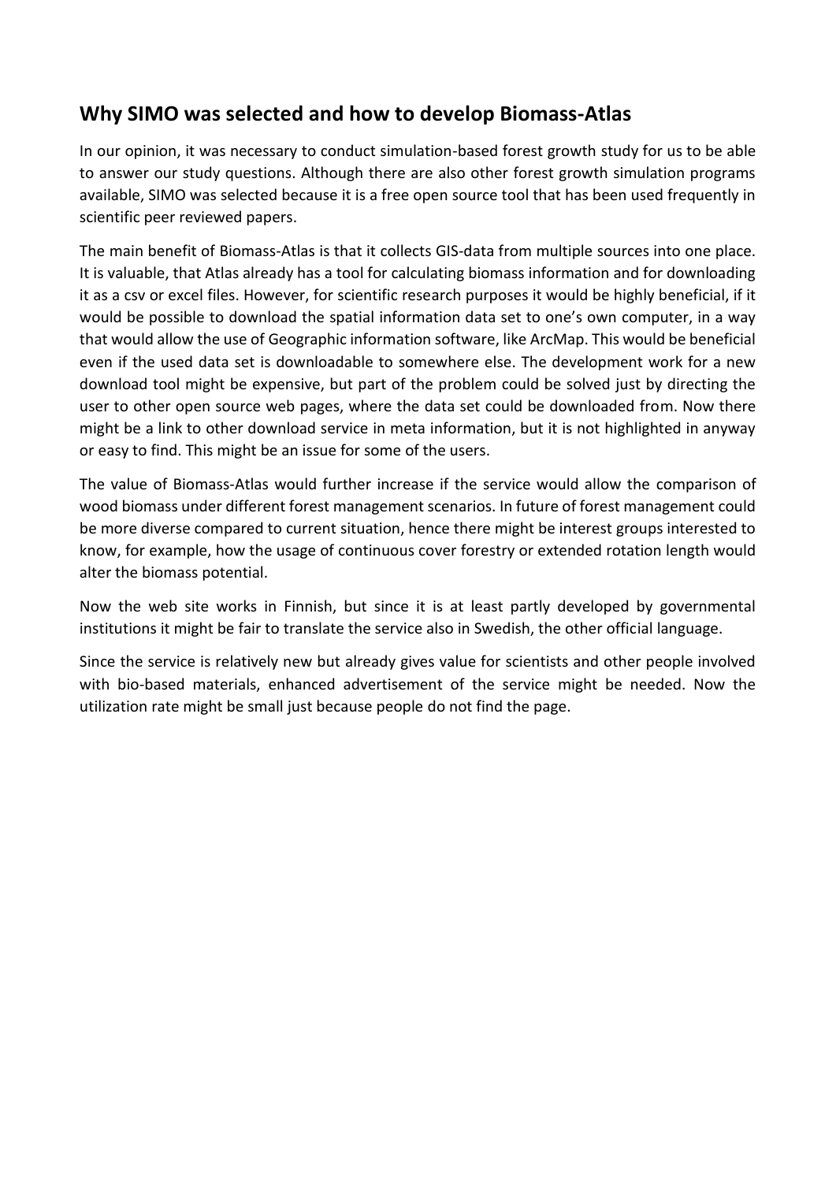## Why SIMO was selected and how to develop Biomass-Atlas

In our opinion, it was necessary to conduct simulation-based forest growth study for us to be able to answer our study questions. Although there are also other forest growth simulation programs available, SIMO was selected because it is a free open source tool that has been used frequently in scientific peer reviewed papers.

The main benefit of Biomass-Atlas is that it collects GIS-data from multiple sources into one place. It is valuable, that Atlas already has a tool for calculating biomass information and for downloading it as a csv or excel files. However, for scientific research purposes it would be highly beneficial, if it would be possible to download the spatial information data set to one's own computer, in a way that would allow the use of Geographic information software, like ArcMap. This would be beneficial even if the used data set is downloadable to somewhere else. The development work for a new download tool might be expensive, but part of the problem could be solved just by directing the user to other open source web pages, where the data set could be downloaded from. Now there might be a link to other download service in meta information, but it is not highlighted in anyway or easy to find. This might be an issue for some of the users.

The value of Biomass-Atlas would further increase if the service would allow the comparison of wood biomass under different forest management scenarios. In future of forest management could be more diverse compared to current situation, hence there might be interest groups interested to know, for example, how the usage of continuous cover forestry or extended rotation length would alter the biomass potential.

Now the web site works in Finnish, but since it is at least partly developed by governmental institutions it might be fair to translate the service also in Swedish, the other official language.

Since the service is relatively new but already gives value for scientists and other people involved with bio-based materials, enhanced advertisement of the service might be needed. Now the utilization rate might be small just because people do not find the page.